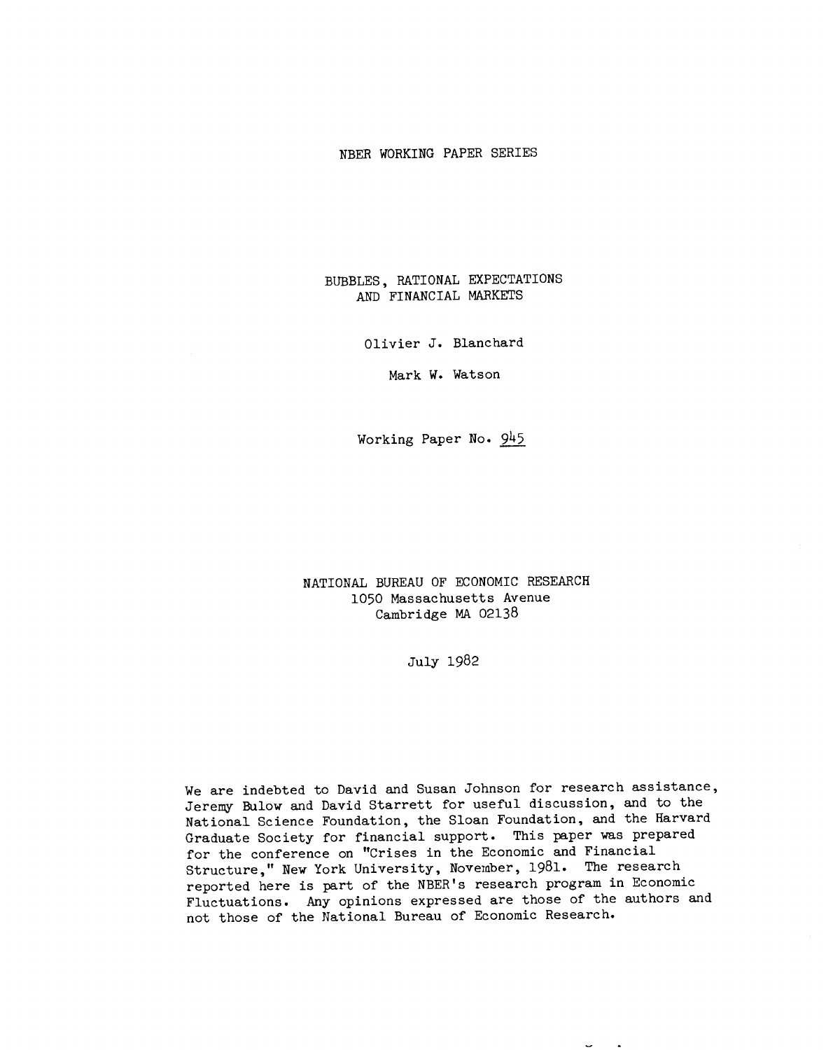NBER WORKING PAPER SERIES

# BUBBLES, RATIONAL EXPECTATIONS AND FINANCIAL MARKETS

Olivier J. Blanchard

Mark W. Watson

Working Paper No. 945

NATIONAL BUREAU OF ECONOMIC RESEARCH
1050 Massachusetts Avenue
Cambridge MA 02138

July 1982

We are indebted to David and Susan Johnson for research assistance, Jeremy Bulow and David Starrett for useful discussion, and to the National Science Foundation, the Sloan Foundation, and the Harvard Graduate Society for financial support. This paper was prepared for the conference on "Crises in the Economic and Financial Structure," New York University, November, 1981. The research reported here is part of the NBER's research program in Economic Fluctuations. Any opinions expressed are those of the authors and not those of the National Bureau of Economic Research.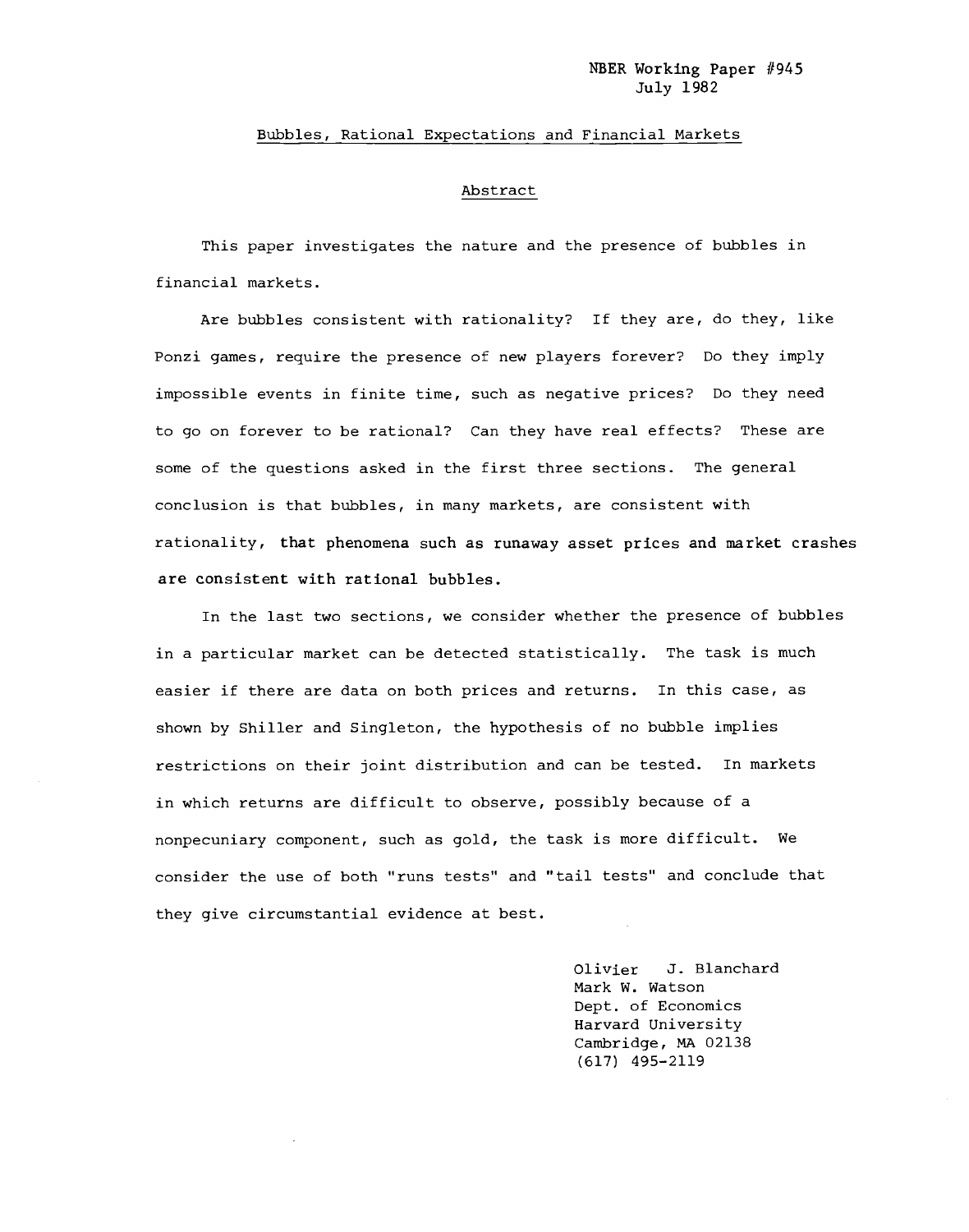NBER Working Paper #945
July 1982

# Bubbles, Rational Expectations and Financial Markets

## Abstract

This paper investigates the nature and the presence of bubbles in financial markets.

Are bubbles consistent with rationality? If they are, do they, like Ponzi games, require the presence of new players forever? Do they imply impossible events in finite time, such as negative prices? Do they need to go on forever to be rational? Can they have real effects? These are some of the questions asked in the first three sections. The general conclusion is that bubbles, in many markets, are consistent with rationality, that phenomena such as runaway asset prices and market crashes are consistent with rational bubbles.

In the last two sections, we consider whether the presence of bubbles in a particular market can be detected statistically. The task is much easier if there are data on both prices and returns. In this case, as shown by Shiller and Singleton, the hypothesis of no bubble implies restrictions on their joint distribution and can be tested. In markets in which returns are difficult to observe, possibly because of a nonpecuniary component, such as gold, the task is more difficult. We consider the use of both "runs tests" and "tail tests" and conclude that they give circumstantial evidence at best.

Olivier J. Blanchard
Mark W. Watson
Dept. of Economics
Harvard University
Cambridge, MA 02138
(617) 495-2119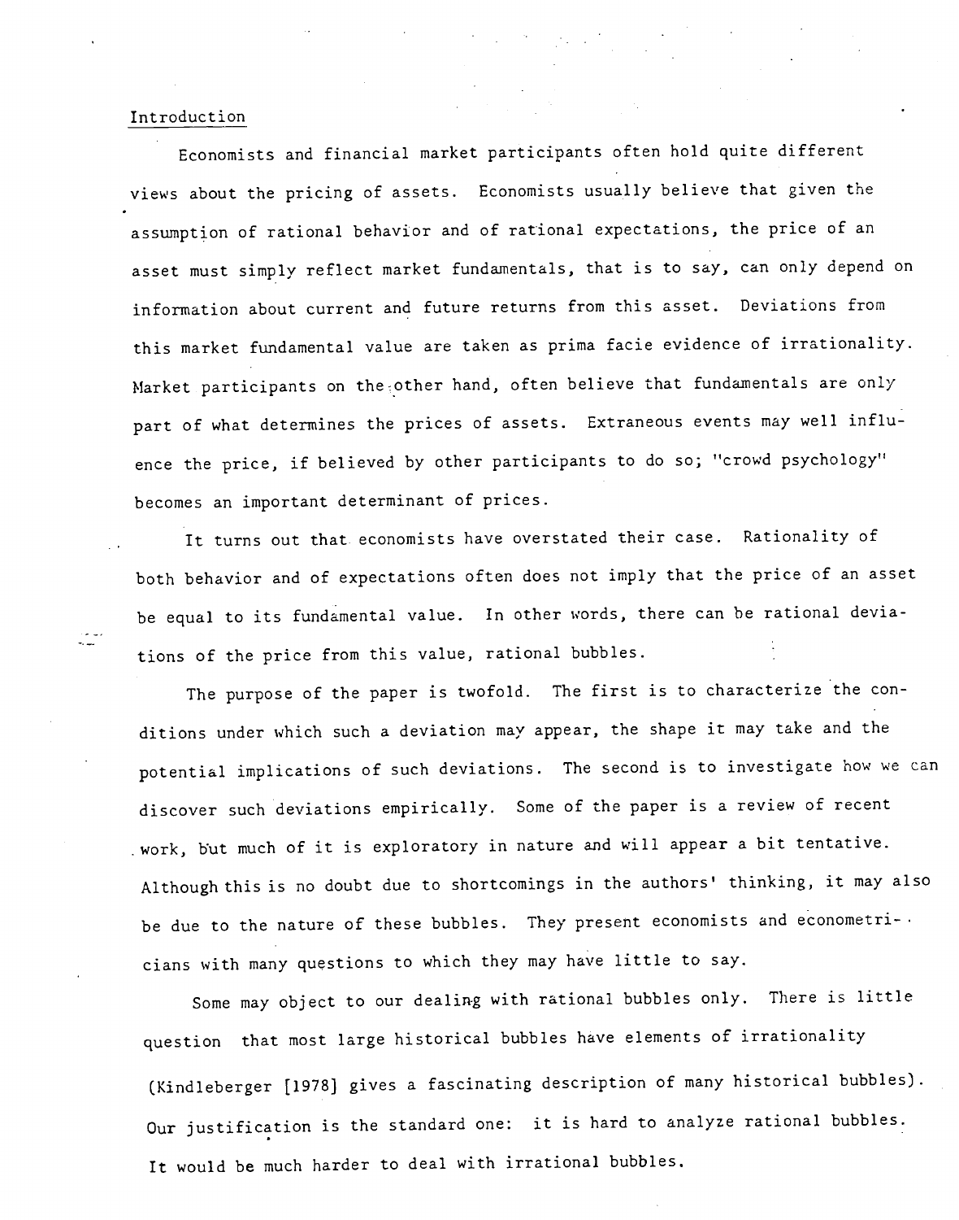## Introduction

Economists and financial market participants often hold quite different views about the pricing of assets. Economists usually believe that given the assumption of rational behavior and of rational expectations, the price of an asset must simply reflect market fundamentals, that is to say, can only depend on information about current and future returns from this asset. Deviations from this market fundamental value are taken as prima facie evidence of irrationality. Market participants on the other hand, often believe that fundamentals are only part of what determines the prices of assets. Extraneous events may well influence the price, if believed by other participants to do so; "crowd psychology" becomes an important determinant of prices.

It turns out that economists have overstated their case. Rationality of both behavior and of expectations often does not imply that the price of an asset be equal to its fundamental value. In other words, there can be rational deviations of the price from this value, rational bubbles.

The purpose of the paper is twofold. The first is to characterize the conditions under which such a deviation may appear, the shape it may take and the potential implications of such deviations. The second is to investigate how we can discover such deviations empirically. Some of the paper is a review of recent work, but much of it is exploratory in nature and will appear a bit tentative. Although this is no doubt due to shortcomings in the authors' thinking, it may also be due to the nature of these bubbles. They present economists and econometricians with many questions to which they may have little to say.

Some may object to our dealing with rational bubbles only. There is little question that most large historical bubbles have elements of irrationality (Kindleberger [1978] gives a fascinating description of many historical bubbles). Our justification is the standard one: it is hard to analyze rational bubbles. It would be much harder to deal with irrational bubbles.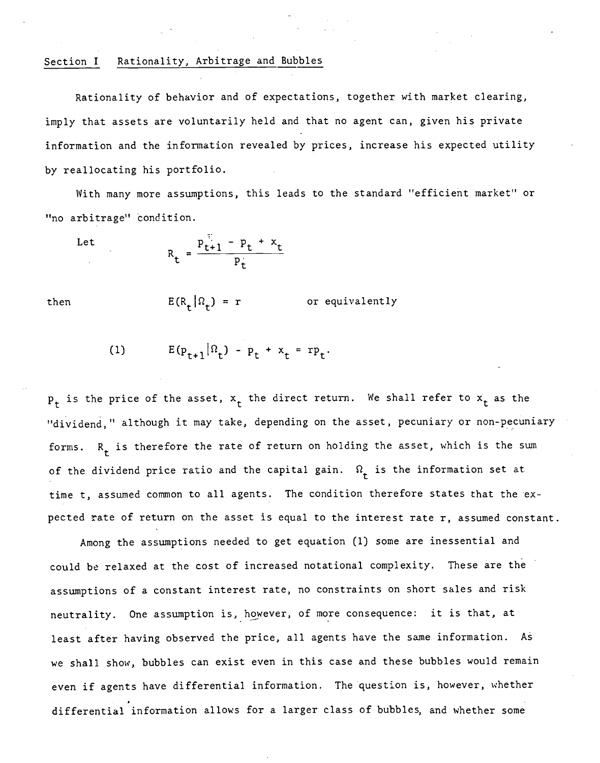## Section I   Rationality, Arbitrage and Bubbles

Rationality of behavior and of expectations, together with market clearing, imply that assets are voluntarily held and that no agent can, given his private information and the information revealed by prices, increase his expected utility by reallocating his portfolio.

With many more assumptions, this leads to the standard "efficient market" or "no arbitrage" condition.

Let
$$R_t = \frac{p_{t+1} - p_t + x_t}{p_t}$$

then
$$E(R_t|\Omega_t) = r \qquad \text{or equivalently}$$

$$(1) \qquad E(p_{t+1}|\Omega_t) - p_t + x_t = rp_t.$$

$p_t$ is the price of the asset, $x_t$ the direct return. We shall refer to $x_t$ as the "dividend," although it may take, depending on the asset, pecuniary or non-pecuniary forms. $R_t$ is therefore the rate of return on holding the asset, which is the sum of the dividend price ratio and the capital gain. $\Omega_t$ is the information set at time t, assumed common to all agents. The condition therefore states that the expected rate of return on the asset is equal to the interest rate r, assumed constant.

Among the assumptions needed to get equation (1) some are inessential and could be relaxed at the cost of increased notational complexity. These are the assumptions of a constant interest rate, no constraints on short sales and risk neutrality. One assumption is, however, of more consequence: it is that, at least after having observed the price, all agents have the same information. As we shall show, bubbles can exist even in this case and these bubbles would remain even if agents have differential information. The question is, however, whether differential information allows for a larger class of bubbles, and whether some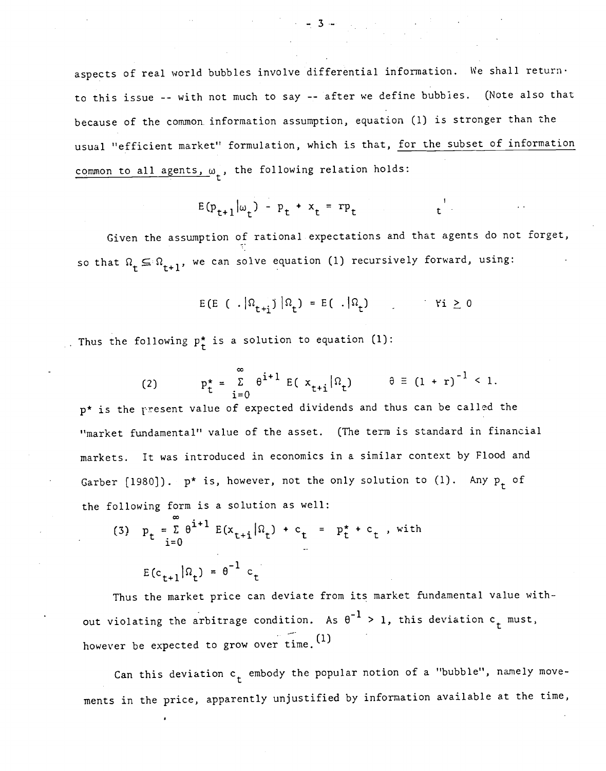aspects of real world bubbles involve differential information. We shall return to this issue -- with not much to say -- after we define bubbies. (Note also that because of the common information assumption, equation (1) is stronger than the usual "efficient market" formulation, which is that, <u>for the subset of information common to all agents, $\omega_t$</u>, the following relation holds:

$$E(p_{t+1}|\omega_t) - p_t + x_t = rp_t \qquad t$$

Given the assumption of rational expectations and that agents do not forget, so that $\Omega_t \subseteq \Omega_{t+1}$, we can solve equation (1) recursively forward, using:

$$E(E(\,.\,|\Omega_{t+i})|\Omega_t) = E(\,.\,|\Omega_t) \qquad \forall i \geq 0$$

Thus the following $p_t^*$ is a solution to equation (1):

$$(2) \qquad p_t^* = \sum_{i=0}^{\infty} \theta^{i+1} E(x_{t+i}|\Omega_t) \qquad \theta \equiv (1 + r)^{-1} < 1.$$

$p^*$ is the present value of expected dividends and thus can be called the "market fundamental" value of the asset. (The term is standard in financial markets. It was introduced in economics in a similar context by Flood and Garber [1980]). $p^*$ is, however, not the only solution to (1). Any $p_t$ of the following form is a solution as well:

$$(3) \quad p_t = \sum_{i=0}^{\infty} \theta^{i+1} E(x_{t+i}|\Omega_t) + c_t = p_t^* + c_t, \text{ with}$$

$$E(c_{t+1}|\Omega_t) = \theta^{-1} c_t$$

Thus the market price can deviate from its market fundamental value without violating the arbitrage condition. As $\theta^{-1} > 1$, this deviation $c_t$ must, however be expected to grow over time.[(1)]

Can this deviation $c_t$ embody the popular notion of a "bubble", namely movements in the price, apparently unjustified by information available at the time,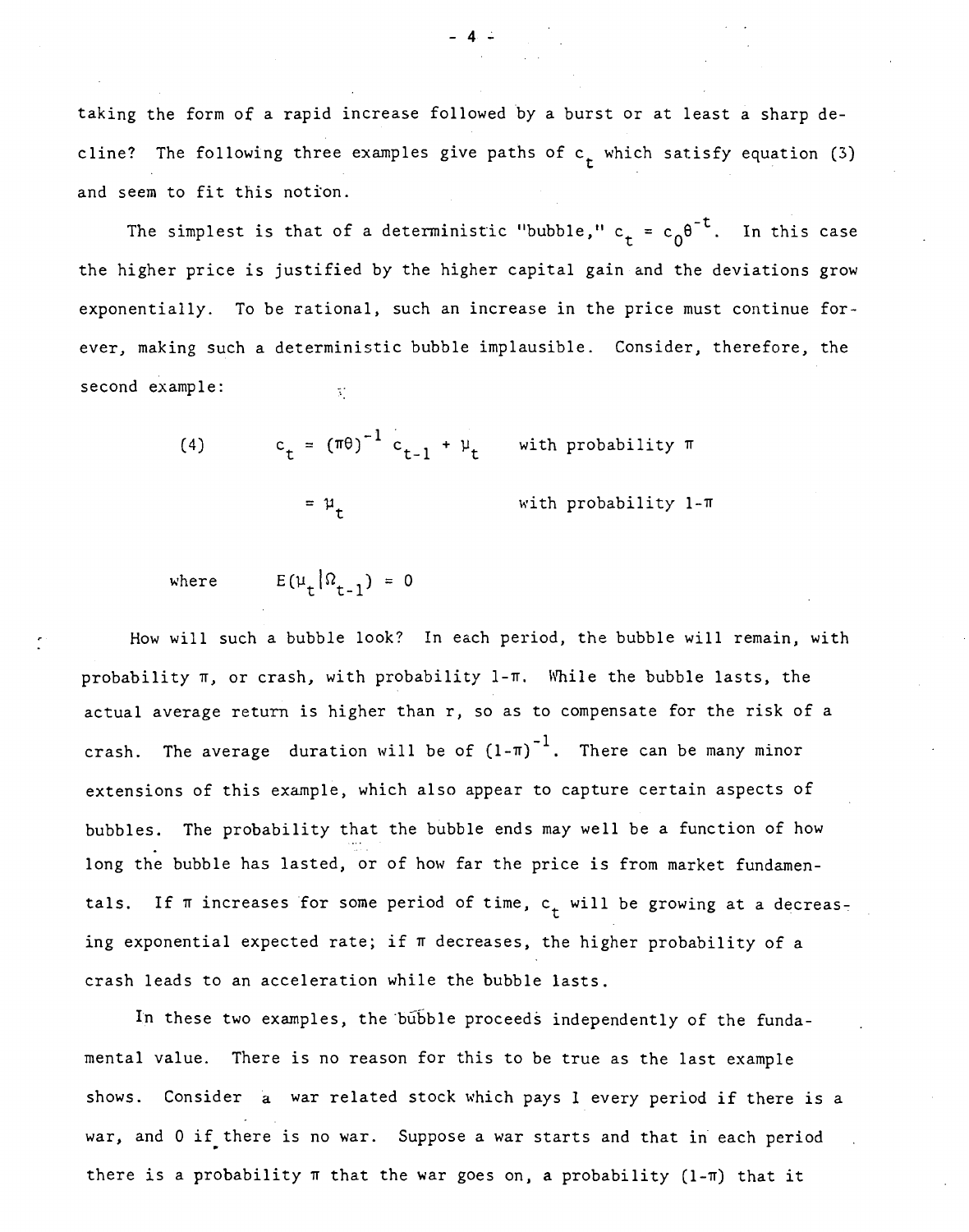taking the form of a rapid increase followed by a burst or at least a sharp decline? The following three examples give paths of $c_t$ which satisfy equation (3) and seem to fit this notion.

The simplest is that of a deterministic "bubble," $c_t = c_0\theta^{-t}$. In this case the higher price is justified by the higher capital gain and the deviations grow exponentially. To be rational, such an increase in the price must continue forever, making such a deterministic bubble implausible. Consider, therefore, the second example:

$$
\begin{aligned}
(4) \qquad c_t &= (\pi\theta)^{-1} c_{t-1} + \mu_t && \text{with probability } \pi \\
&= \mu_t && \text{with probability } 1-\pi
\end{aligned}
$$

where $\quad E(\mu_t | \Omega_{t-1}) = 0$

How will such a bubble look? In each period, the bubble will remain, with probability $\pi$, or crash, with probability $1-\pi$. While the bubble lasts, the actual average return is higher than r, so as to compensate for the risk of a crash. The average duration will be of $(1-\pi)^{-1}$. There can be many minor extensions of this example, which also appear to capture certain aspects of bubbles. The probability that the bubble ends may well be a function of how long the bubble has lasted, or of how far the price is from market fundamentals. If $\pi$ increases for some period of time, $c_t$ will be growing at a decreasing exponential expected rate; if $\pi$ decreases, the higher probability of a crash leads to an acceleration while the bubble lasts.

In these two examples, the bubble proceeds independently of the fundamental value. There is no reason for this to be true as the last example shows. Consider a war related stock which pays 1 every period if there is a war, and 0 if there is no war. Suppose a war starts and that in each period there is a probability $\pi$ that the war goes on, a probability $(1-\pi)$ that it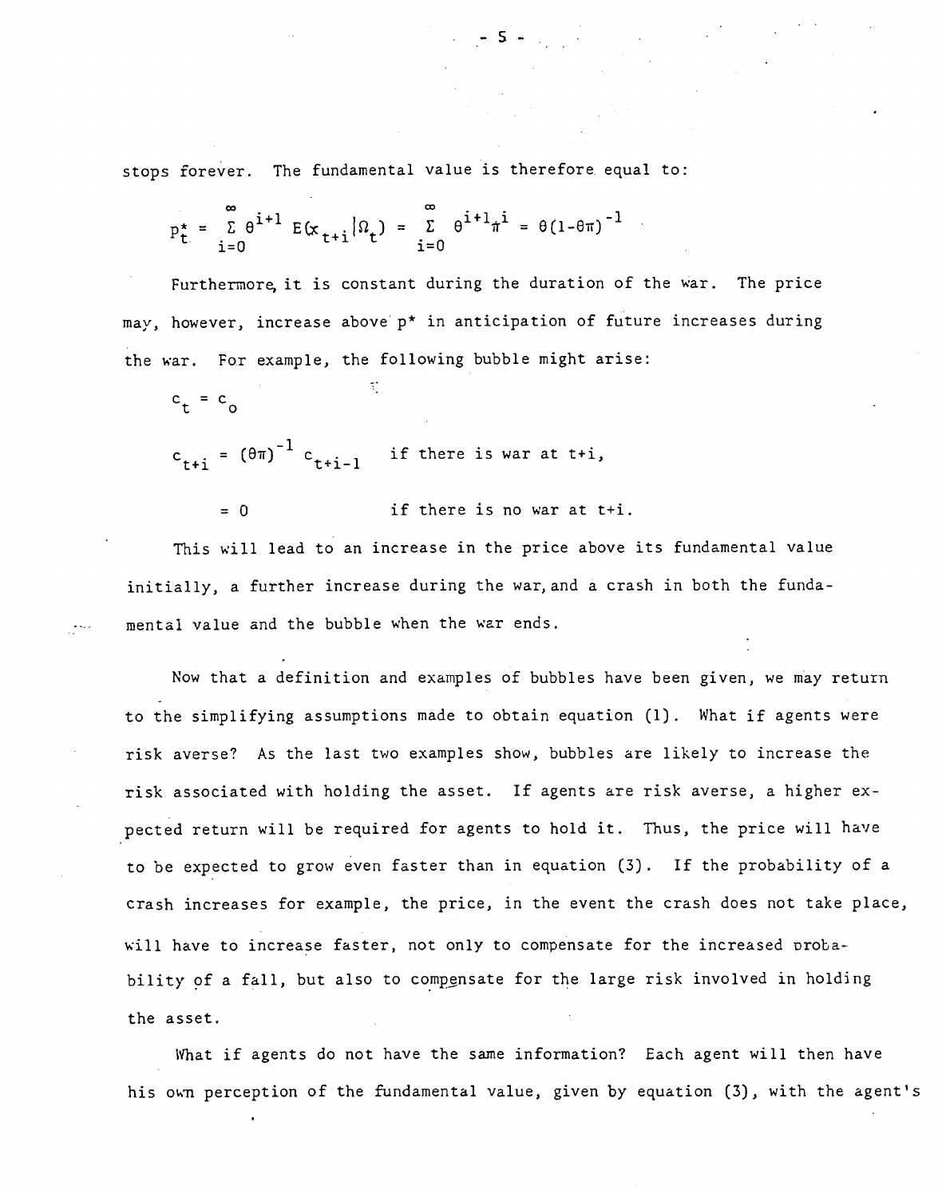stops forever. The fundamental value is therefore equal to:

$$p_t^* = \sum_{i=0}^{\infty} \theta^{i+1} E(x_{t+i}|\Omega_t) = \sum_{i=0}^{\infty} \theta^{i+1}\pi^i = \theta(1-\theta\pi)^{-1}$$

Furthermore, it is constant during the duration of the war. The price may, however, increase above $p^*$ in anticipation of future increases during the war. For example, the following bubble might arise:

$$c_t = c_o$$

$$c_{t+i} = (\theta\pi)^{-1} c_{t+i-1} \quad \text{if there is war at } t+i,$$

$$= 0 \quad \text{if there is no war at } t+i.$$

This will lead to an increase in the price above its fundamental value initially, a further increase during the war, and a crash in both the fundamental value and the bubble when the war ends.

Now that a definition and examples of bubbles have been given, we may return to the simplifying assumptions made to obtain equation (1). What if agents were risk averse? As the last two examples show, bubbles are likely to increase the risk associated with holding the asset. If agents are risk averse, a higher expected return will be required for agents to hold it. Thus, the price will have to be expected to grow even faster than in equation (3). If the probability of a crash increases for example, the price, in the event the crash does not take place, will have to increase faster, not only to compensate for the increased probability of a fall, but also to compensate for the large risk involved in holding the asset.

What if agents do not have the same information? Each agent will then have his own perception of the fundamental value, given by equation (3), with the agent's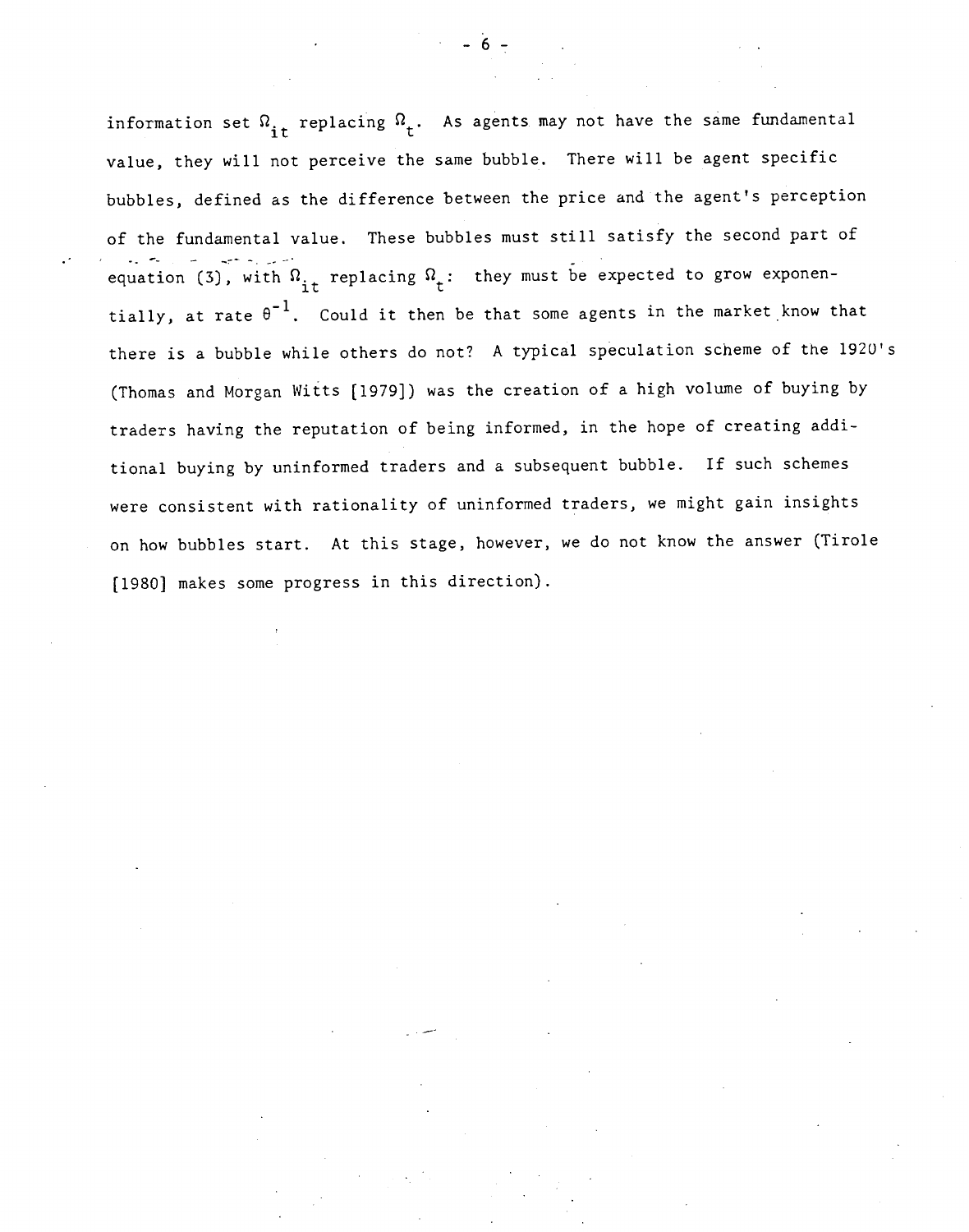information set $\Omega_{it}$ replacing $\Omega_t$. As agents may not have the same fundamental value, they will not perceive the same bubble. There will be agent specific bubbles, defined as the difference between the price and the agent's perception of the fundamental value. These bubbles must still satisfy the second part of equation (3), with $\Omega_{it}$ replacing $\Omega_t$: they must be expected to grow exponentially, at rate $\theta^{-1}$. Could it then be that some agents in the market know that there is a bubble while others do not? A typical speculation scheme of the 1920's (Thomas and Morgan Witts [1979]) was the creation of a high volume of buying by traders having the reputation of being informed, in the hope of creating additional buying by uninformed traders and a subsequent bubble. If such schemes were consistent with rationality of uninformed traders, we might gain insights on how bubbles start. At this stage, however, we do not know the answer (Tirole [1980] makes some progress in this direction).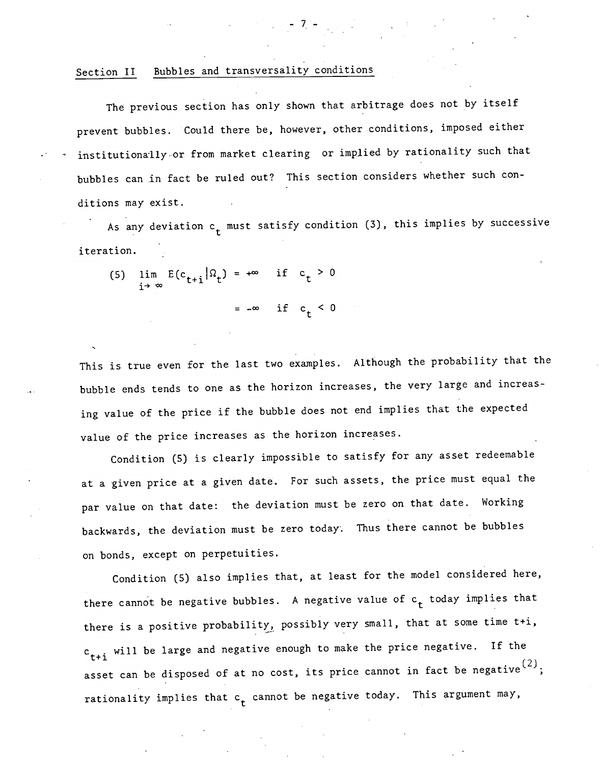## Section II Bubbles and transversality conditions

The previous section has only shown that arbitrage does not by itself prevent bubbles. Could there be, however, other conditions, imposed either institutionally or from market clearing or implied by rationality such that bubbles can in fact be ruled out? This section considers whether such conditions may exist.

As any deviation $c_t$ must satisfy condition (3), this implies by successive iteration.

$$(5) \quad \lim_{i \to \infty} E(c_{t+i} | \Omega_t) = +\infty \quad \text{if} \quad c_t > 0$$

$$= -\infty \quad \text{if} \quad c_t < 0$$

This is true even for the last two examples. Although the probability that the bubble ends tends to one as the horizon increases, the very large and increasing value of the price if the bubble does not end implies that the expected value of the price increases as the horizon increases.

Condition (5) is clearly impossible to satisfy for any asset redeemable at a given price at a given date. For such assets, the price must equal the par value on that date: the deviation must be zero on that date. Working backwards, the deviation must be zero today. Thus there cannot be bubbles on bonds, except on perpetuities.

Condition (5) also implies that, at least for the model considered here, there cannot be negative bubbles. A negative value of $c_t$ today implies that there is a positive probability, possibly very small, that at some time t+i, $c_{t+i}$ will be large and negative enough to make the price negative. If the asset can be disposed of at no cost, its price cannot in fact be negative[2]; rationality implies that $c_t$ cannot be negative today. This argument may,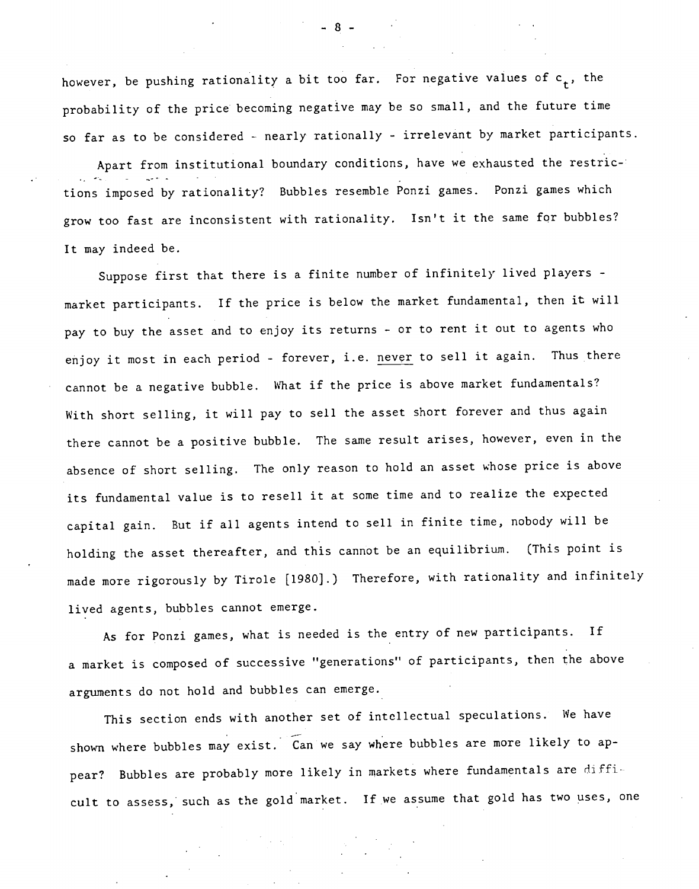however, be pushing rationality a bit too far. For negative values of $c_t$, the probability of the price becoming negative may be so small, and the future time so far as to be considered - nearly rationally - irrelevant by market participants.

Apart from institutional boundary conditions, have we exhausted the restrictions imposed by rationality? Bubbles resemble Ponzi games. Ponzi games which grow too fast are inconsistent with rationality. Isn't it the same for bubbles? It may indeed be.

Suppose first that there is a finite number of infinitely lived players - market participants. If the price is below the market fundamental, then it will pay to buy the asset and to enjoy its returns - or to rent it out to agents who enjoy it most in each period - forever, i.e. <u>never</u> to sell it again. Thus there cannot be a negative bubble. What if the price is above market fundamentals? With short selling, it will pay to sell the asset short forever and thus again there cannot be a positive bubble. The same result arises, however, even in the absence of short selling. The only reason to hold an asset whose price is above its fundamental value is to resell it at some time and to realize the expected capital gain. But if all agents intend to sell in finite time, nobody will be holding the asset thereafter, and this cannot be an equilibrium. (This point is made more rigorously by Tirole [1980].) Therefore, with rationality and infinitely lived agents, bubbles cannot emerge.

As for Ponzi games, what is needed is the entry of new participants. If a market is composed of successive "generations" of participants, then the above arguments do not hold and bubbles can emerge.

This section ends with another set of intellectual speculations. We have shown where bubbles may exist. Can we say where bubbles are more likely to appear? Bubbles are probably more likely in markets where fundamentals are difficult to assess, such as the gold market. If we assume that gold has two uses, one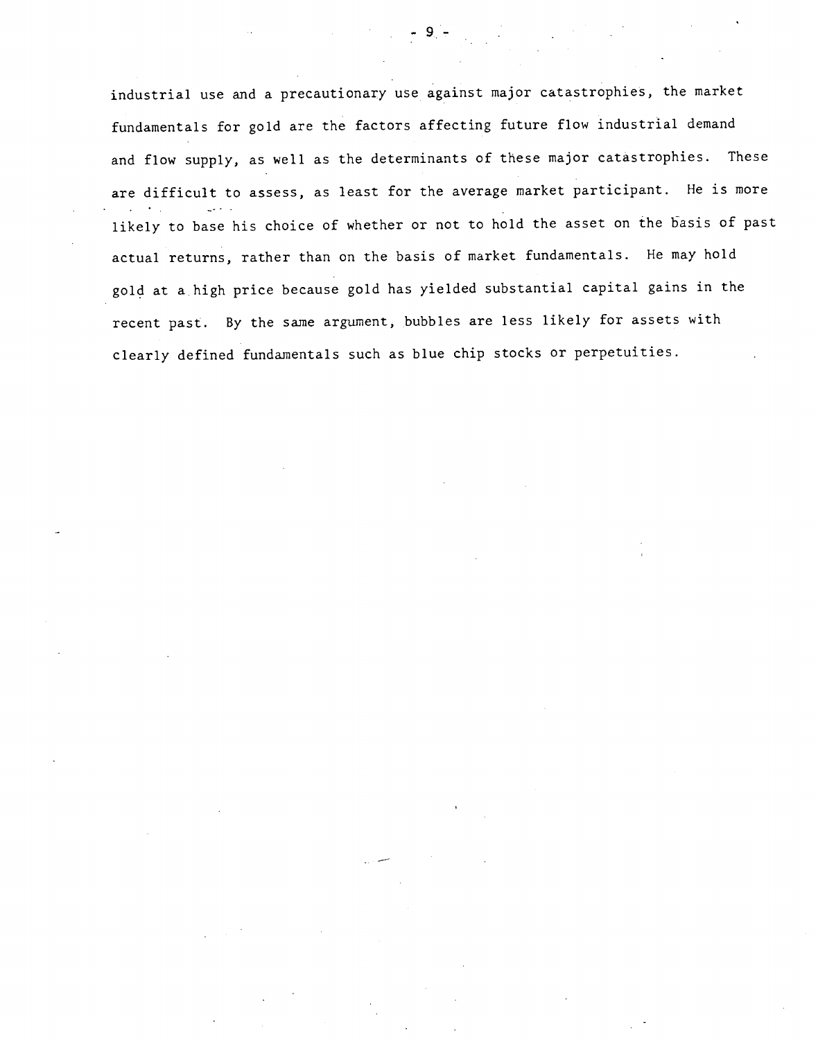industrial use and a precautionary use against major catastrophies, the market fundamentals for gold are the factors affecting future flow industrial demand and flow supply, as well as the determinants of these major catastrophies. These are difficult to assess, as least for the average market participant. He is more likely to base his choice of whether or not to hold the asset on the basis of past actual returns, rather than on the basis of market fundamentals. He may hold gold at a high price because gold has yielded substantial capital gains in the recent past. By the same argument, bubbles are less likely for assets with clearly defined fundamentals such as blue chip stocks or perpetuities.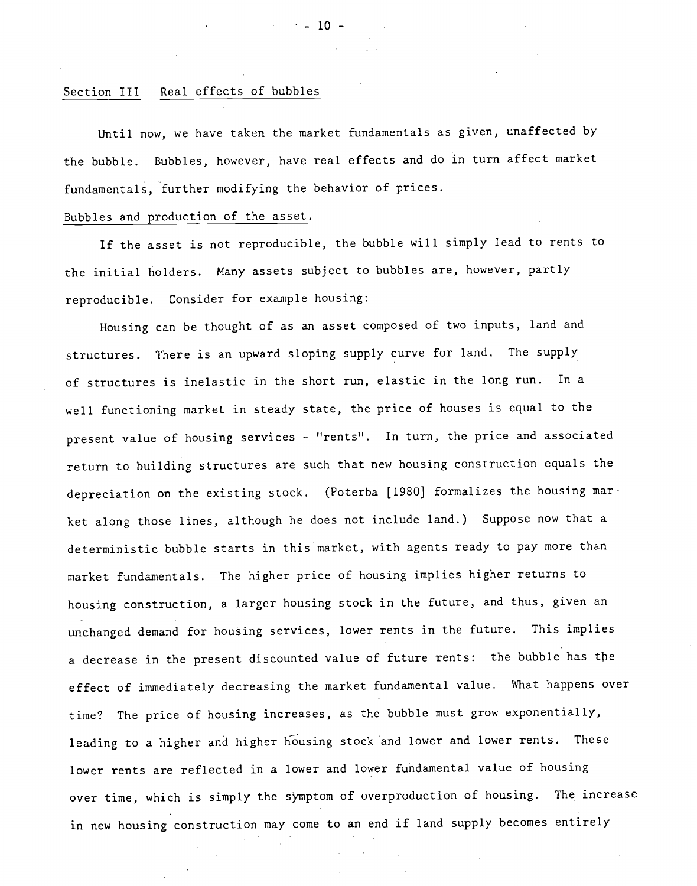## Section III Real effects of bubbles

Until now, we have taken the market fundamentals as given, unaffected by the bubble. Bubbles, however, have real effects and do in turn affect market fundamentals, further modifying the behavior of prices.

### Bubbles and production of the asset.

If the asset is not reproducible, the bubble will simply lead to rents to the initial holders. Many assets subject to bubbles are, however, partly reproducible. Consider for example housing:

Housing can be thought of as an asset composed of two inputs, land and structures. There is an upward sloping supply curve for land. The supply of structures is inelastic in the short run, elastic in the long run. In a well functioning market in steady state, the price of houses is equal to the present value of housing services - "rents". In turn, the price and associated return to building structures are such that new housing construction equals the depreciation on the existing stock. (Poterba [1980] formalizes the housing market along those lines, although he does not include land.) Suppose now that a deterministic bubble starts in this market, with agents ready to pay more than market fundamentals. The higher price of housing implies higher returns to housing construction, a larger housing stock in the future, and thus, given an unchanged demand for housing services, lower rents in the future. This implies a decrease in the present discounted value of future rents: the bubble has the effect of immediately decreasing the market fundamental value. What happens over time? The price of housing increases, as the bubble must grow exponentially, leading to a higher and higher housing stock and lower and lower rents. These lower rents are reflected in a lower and lower fundamental value of housing over time, which is simply the symptom of overproduction of housing. The increase in new housing construction may come to an end if land supply becomes entirely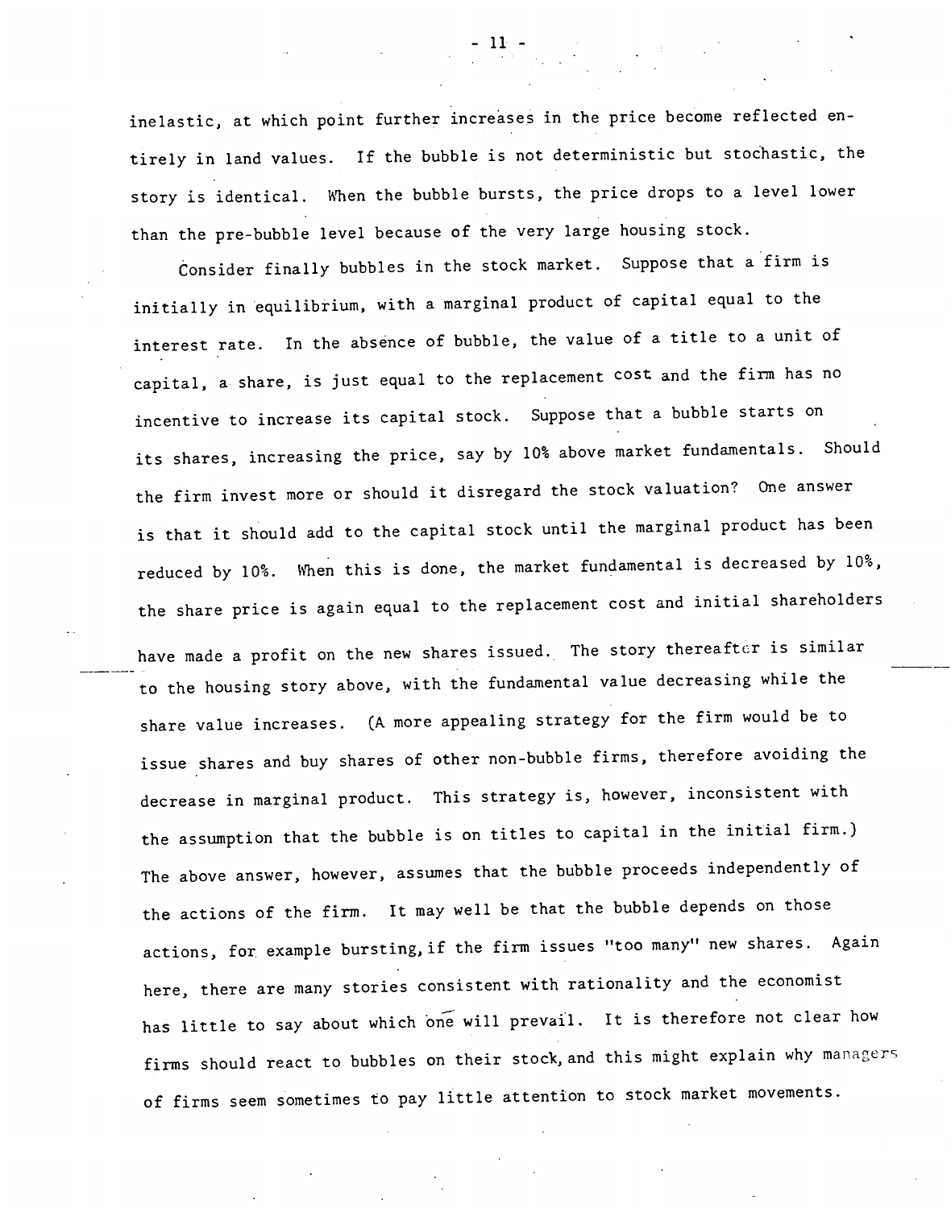inelastic, at which point further increases in the price become reflected entirely in land values. If the bubble is not deterministic but stochastic, the story is identical. When the bubble bursts, the price drops to a level lower than the pre-bubble level because of the very large housing stock.

Consider finally bubbles in the stock market. Suppose that a firm is initially in equilibrium, with a marginal product of capital equal to the interest rate. In the absence of bubble, the value of a title to a unit of capital, a share, is just equal to the replacement cost and the firm has no incentive to increase its capital stock. Suppose that a bubble starts on its shares, increasing the price, say by 10% above market fundamentals. Should the firm invest more or should it disregard the stock valuation? One answer is that it should add to the capital stock until the marginal product has been reduced by 10%. When this is done, the market fundamental is decreased by 10%, the share price is again equal to the replacement cost and initial shareholders have made a profit on the new shares issued. The story thereafter is similar to the housing story above, with the fundamental value decreasing while the share value increases. (A more appealing strategy for the firm would be to issue shares and buy shares of other non-bubble firms, therefore avoiding the decrease in marginal product. This strategy is, however, inconsistent with the assumption that the bubble is on titles to capital in the initial firm.) The above answer, however, assumes that the bubble proceeds independently of the actions of the firm. It may well be that the bubble depends on those actions, for example bursting, if the firm issues "too many" new shares. Again here, there are many stories consistent with rationality and the economist has little to say about which one will prevail. It is therefore not clear how firms should react to bubbles on their stock, and this might explain why managers of firms seem sometimes to pay little attention to stock market movements.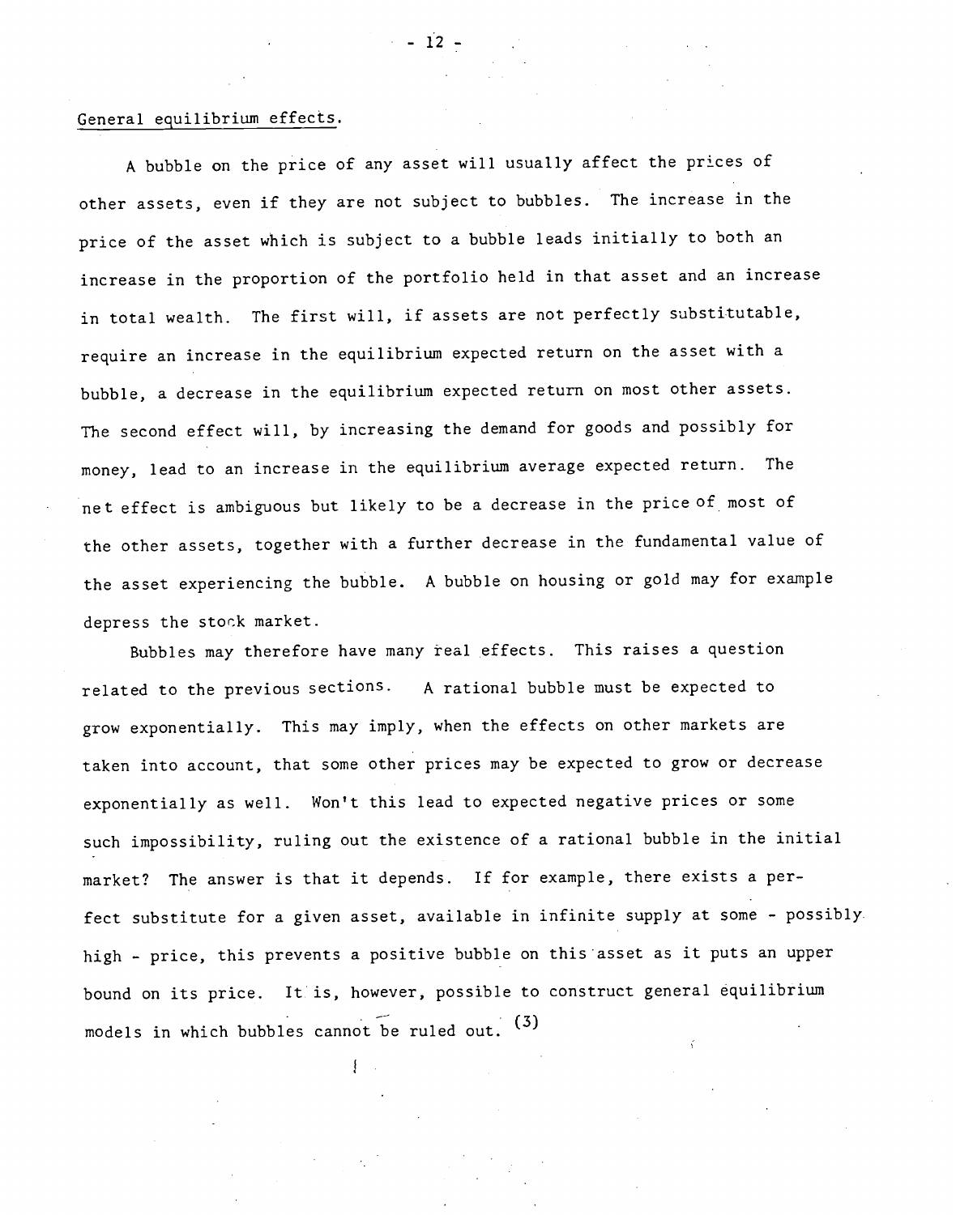General equilibrium effects.

A bubble on the price of any asset will usually affect the prices of other assets, even if they are not subject to bubbles. The increase in the price of the asset which is subject to a bubble leads initially to both an increase in the proportion of the portfolio held in that asset and an increase in total wealth. The first will, if assets are not perfectly substitutable, require an increase in the equilibrium expected return on the asset with a bubble, a decrease in the equilibrium expected return on most other assets. The second effect will, by increasing the demand for goods and possibly for money, lead to an increase in the equilibrium average expected return. The net effect is ambiguous but likely to be a decrease in the price of most of the other assets, together with a further decrease in the fundamental value of the asset experiencing the bubble. A bubble on housing or gold may for example depress the stock market.

Bubbles may therefore have many real effects. This raises a question related to the previous sections. A rational bubble must be expected to grow exponentially. This may imply, when the effects on other markets are taken into account, that some other prices may be expected to grow or decrease exponentially as well. Won't this lead to expected negative prices or some such impossibility, ruling out the existence of a rational bubble in the initial market? The answer is that it depends. If for example, there exists a perfect substitute for a given asset, available in infinite supply at some - possibly high - price, this prevents a positive bubble on this asset as it puts an upper bound on its price. It is, however, possible to construct general equilibrium models in which bubbles cannot be ruled out. (3)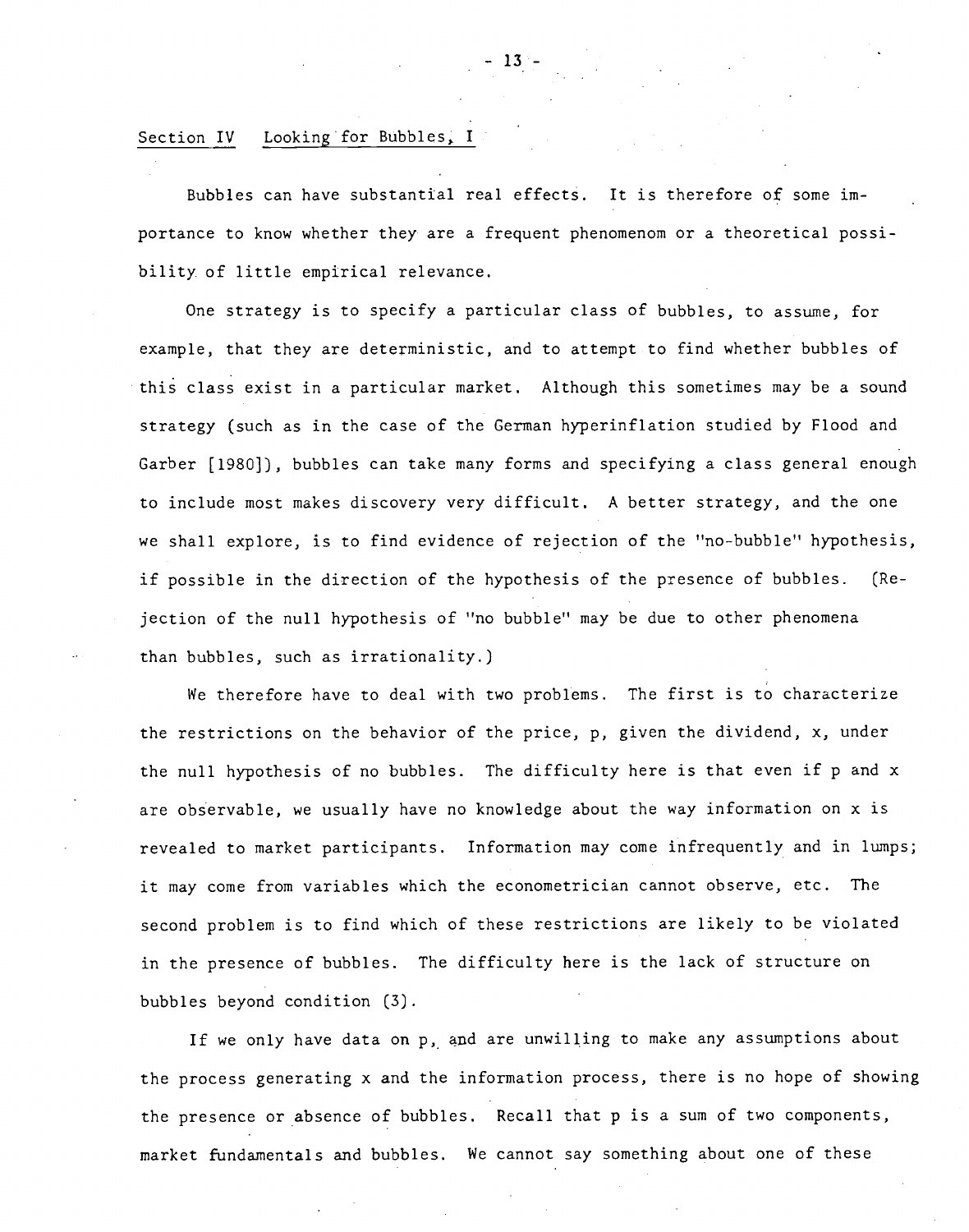## Section IV Looking for Bubbles, I

Bubbles can have substantial real effects. It is therefore of some importance to know whether they are a frequent phenomenom or a theoretical possibility of little empirical relevance.

One strategy is to specify a particular class of bubbles, to assume, for example, that they are deterministic, and to attempt to find whether bubbles of this class exist in a particular market. Although this sometimes may be a sound strategy (such as in the case of the German hyperinflation studied by Flood and Garber [1980]), bubbles can take many forms and specifying a class general enough to include most makes discovery very difficult. A better strategy, and the one we shall explore, is to find evidence of rejection of the "no-bubble" hypothesis, if possible in the direction of the hypothesis of the presence of bubbles. (Rejection of the null hypothesis of "no bubble" may be due to other phenomena than bubbles, such as irrationality.)

We therefore have to deal with two problems. The first is to characterize the restrictions on the behavior of the price, $p$, given the dividend, $x$, under the null hypothesis of no bubbles. The difficulty here is that even if $p$ and $x$ are observable, we usually have no knowledge about the way information on $x$ is revealed to market participants. Information may come infrequently and in lumps; it may come from variables which the econometrician cannot observe, etc. The second problem is to find which of these restrictions are likely to be violated in the presence of bubbles. The difficulty here is the lack of structure on bubbles beyond condition (3).

If we only have data on $p$, and are unwilling to make any assumptions about the process generating $x$ and the information process, there is no hope of showing the presence or absence of bubbles. Recall that $p$ is a sum of two components, market fundamentals and bubbles. We cannot say something about one of these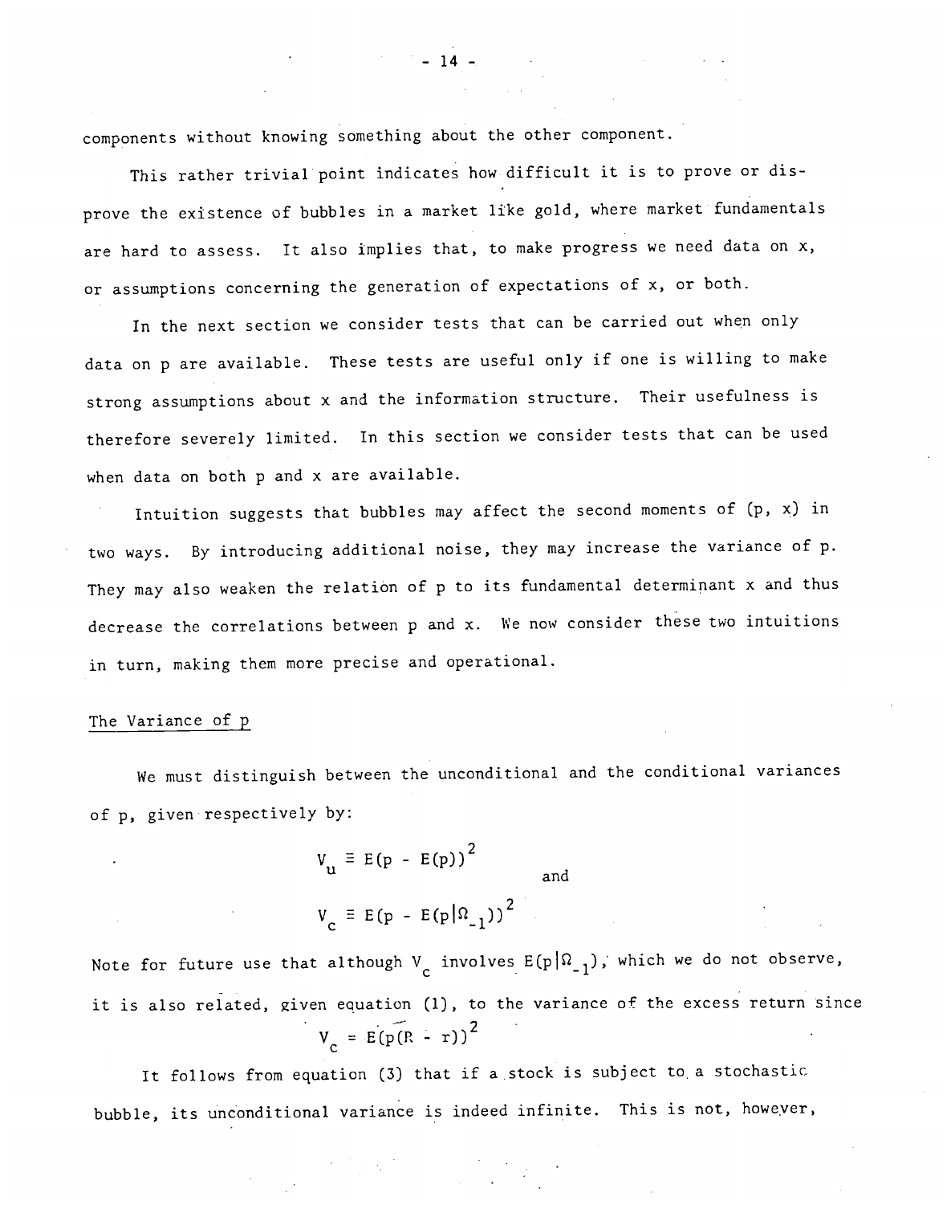components without knowing something about the other component.

This rather trivial point indicates how difficult it is to prove or disprove the existence of bubbles in a market like gold, where market fundamentals are hard to assess. It also implies that, to make progress we need data on x, or assumptions concerning the generation of expectations of x, or both.

In the next section we consider tests that can be carried out when only data on p are available. These tests are useful only if one is willing to make strong assumptions about x and the information structure. Their usefulness is therefore severely limited. In this section we consider tests that can be used when data on both p and x are available.

Intuition suggests that bubbles may affect the second moments of (p, x) in two ways. By introducing additional noise, they may increase the variance of p. They may also weaken the relation of p to its fundamental determinant x and thus decrease the correlations between p and x. We now consider these two intuitions in turn, making them more precise and operational.

The Variance of p

We must distinguish between the unconditional and the conditional variances of p, given respectively by:

$$V_u \equiv E(p - E(p))^2 \quad \text{and}$$

$$V_c \equiv E(p - E(p|\Omega_{-1}))^2$$

Note for future use that although $V_c$ involves $E(p|\Omega_{-1})$, which we do not observe, it is also related, given equation (1), to the variance of the excess return since

$$V_c = E(p(\bar{R} - r))^2$$

It follows from equation (3) that if a stock is subject to a stochastic bubble, its unconditional variance is indeed infinite. This is not, however,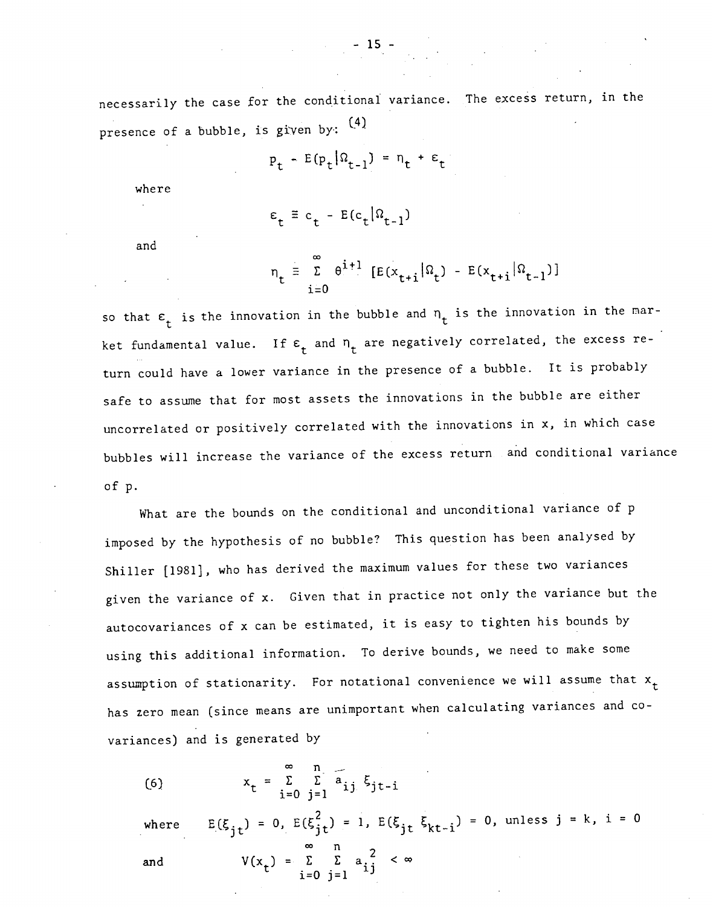necessarily the case for the conditional variance. The excess return, in the presence of a bubble, is given by: [4]

$$p_t - E(p_t|\Omega_{t-1}) = \eta_t + \varepsilon_t$$

where

$$\varepsilon_t \equiv c_t - E(c_t|\Omega_{t-1})$$

and

$$\eta_t \equiv \sum_{i=0}^{\infty} \theta^{i+1} [E(x_{t+i}|\Omega_t) - E(x_{t+i}|\Omega_{t-1})]$$

so that $\varepsilon_t$ is the innovation in the bubble and $\eta_t$ is the innovation in the market fundamental value. If $\varepsilon_t$ and $\eta_t$ are negatively correlated, the excess return could have a lower variance in the presence of a bubble. It is probably safe to assume that for most assets the innovations in the bubble are either uncorrelated or positively correlated with the innovations in x, in which case bubbles will increase the variance of the excess return and conditional variance of p.

What are the bounds on the conditional and unconditional variance of p imposed by the hypothesis of no bubble? This question has been analysed by Shiller [1981], who has derived the maximum values for these two variances given the variance of x. Given that in practice not only the variance but the autocovariances of x can be estimated, it is easy to tighten his bounds by using this additional information. To derive bounds, we need to make some assumption of stationarity. For notational convenience we will assume that $x_t$ has zero mean (since means are unimportant when calculating variances and covariances) and is generated by

$$(6) \qquad x_t = \sum_{i=0}^{\infty} \sum_{j=1}^{n} a_{ij}\, \xi_{jt-i}$$

where $\quad E(\xi_{jt}) = 0,\ E(\xi_{jt}^2) = 1,\ E(\xi_{jt}\, \xi_{kt-i}) = 0,$ unless $j = k,\ i = 0$

and $\quad V(x_t) = \sum_{i=0}^{\infty} \sum_{j=1}^{n} a_{ij}^2 < \infty$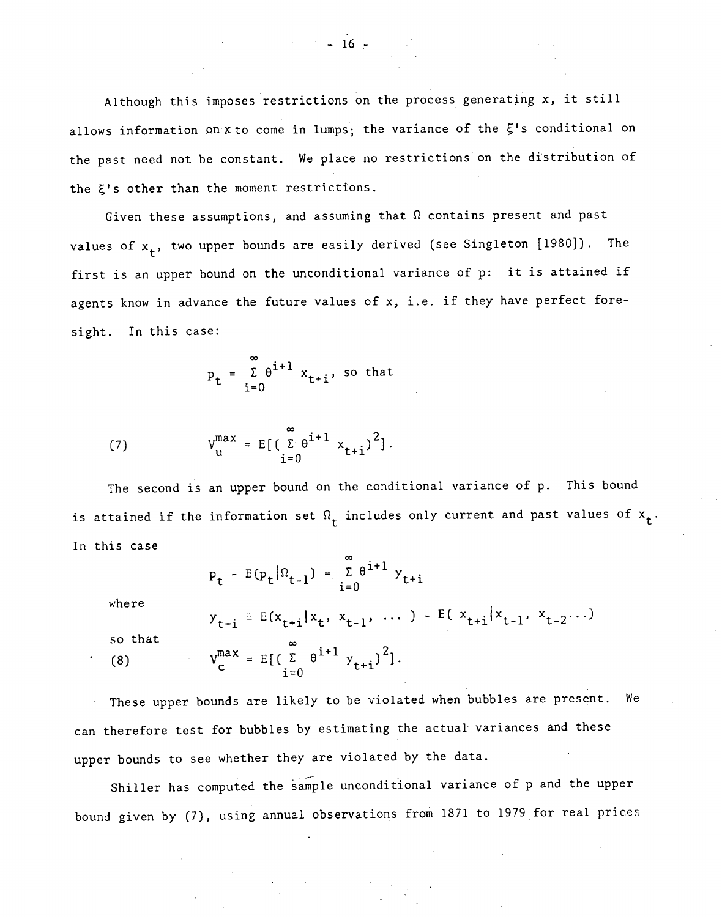Although this imposes restrictions on the process generating x, it still allows information on x to come in lumps; the variance of the $\xi$'s conditional on the past need not be constant. We place no restrictions on the distribution of the $\xi$'s other than the moment restrictions.

Given these assumptions, and assuming that $\Omega$ contains present and past values of $x_t$, two upper bounds are easily derived (see Singleton [1980]). The first is an upper bound on the unconditional variance of p: it is attained if agents know in advance the future values of x, i.e. if they have perfect foresight. In this case:

$$p_t = \sum_{i=0}^{\infty} \theta^{i+1} x_{t+i}, \text{ so that}$$

$$V_u^{max} = E[(\sum_{i=0}^{\infty} \theta^{i+1} x_{t+i})^2]. \tag{7}$$

The second is an upper bound on the conditional variance of p. This bound is attained if the information set $\Omega_t$ includes only current and past values of $x_t$. In this case

$$p_t - E(p_t|\Omega_{t-1}) = \sum_{i=0}^{\infty} \theta^{i+1} y_{t+i}$$

where

$$y_{t+i} \equiv E(x_{t+i}|x_t, x_{t-1}, \ldots) - E(x_{t+i}|x_{t-1}, x_{t-2} \ldots)$$

so that

$$V_c^{max} = E[(\sum_{i=0}^{\infty} \theta^{i+1} y_{t+i})^2]. \tag{8}$$

These upper bounds are likely to be violated when bubbles are present. We can therefore test for bubbles by estimating the actual variances and these upper bounds to see whether they are violated by the data.

Shiller has computed the sample unconditional variance of p and the upper bound given by (7), using annual observations from 1871 to 1979 for real prices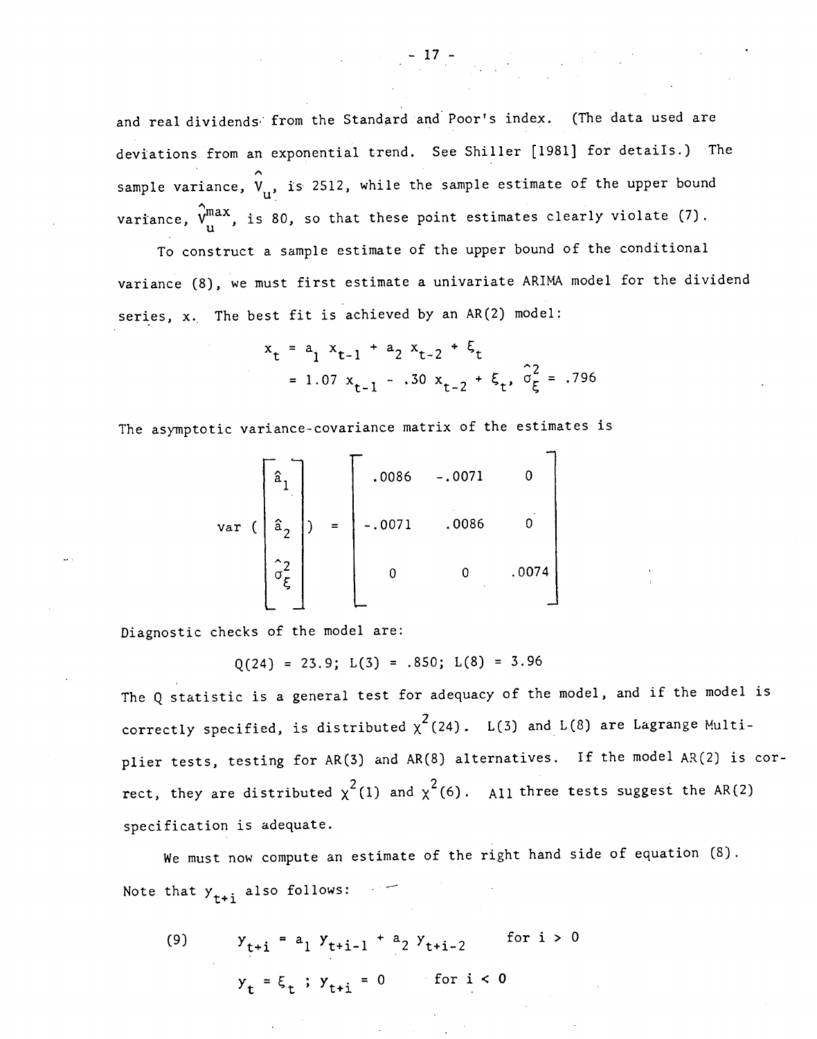and real dividends from the Standard and Poor's index. (The data used are deviations from an exponential trend. See Shiller [1981] for details.) The sample variance, $\hat{V}_u$, is 2512, while the sample estimate of the upper bound variance, $\hat{V}_u^{max}$, is 80, so that these point estimates clearly violate (7).

To construct a sample estimate of the upper bound of the conditional variance (8), we must first estimate a univariate ARIMA model for the dividend series, x. The best fit is achieved by an AR(2) model:

$$
\begin{aligned}
x_t &= a_1 \, x_{t-1} + a_2 \, x_{t-2} + \xi_t \\
&= 1.07 \, x_{t-1} - .30 \, x_{t-2} + \xi_t, \quad \hat{\sigma}_\xi^2 = .796
\end{aligned}
$$

The asymptotic variance-covariance matrix of the estimates is

$$
\text{var} \left( \begin{bmatrix} \hat{a}_1 \\ \hat{a}_2 \\ \hat{\sigma}_\xi^2 \end{bmatrix} \right) = \begin{bmatrix} .0086 & -.0071 & 0 \\ -.0071 & .0086 & 0 \\ 0 & 0 & .0074 \end{bmatrix}
$$

Diagnostic checks of the model are:

$$
Q(24) = 23.9; \; L(3) = .850; \; L(8) = 3.96
$$

The Q statistic is a general test for adequacy of the model, and if the model is correctly specified, is distributed $\chi^2(24)$. L(3) and L(8) are Lagrange Multiplier tests, testing for AR(3) and AR(8) alternatives. If the model AR(2) is correct, they are distributed $\chi^2(1)$ and $\chi^2(6)$. All three tests suggest the AR(2) specification is adequate.

We must now compute an estimate of the right hand side of equation (8). Note that $y_{t+i}$ also follows:

$$
\text{(9)} \qquad y_{t+i} = a_1 \, y_{t+i-1} + a_2 \, y_{t+i-2} \qquad \text{for } i > 0
$$

$$
y_t = \xi_t \; ; \; y_{t+i} = 0 \qquad \text{for } i < 0
$$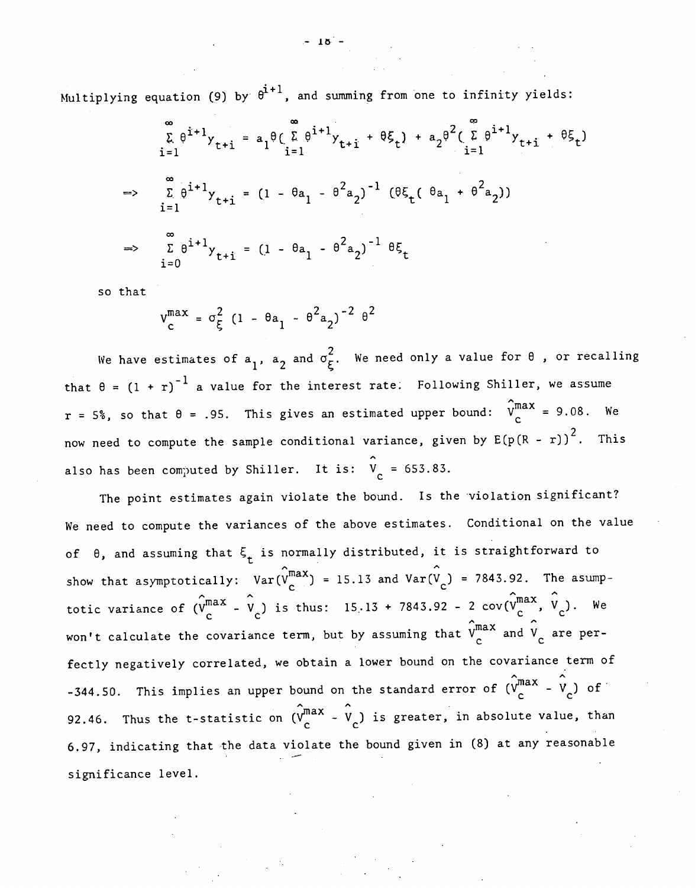Multiplying equation (9) by $\theta^{i+1}$, and summing from one to infinity yields:

$$\sum_{i=1}^{\infty} \theta^{i+1} y_{t+i} = a_1\theta(\sum_{i=1}^{\infty} \theta^{i+1} y_{t+i} + \theta\xi_t) + a_2\theta^2(\sum_{i=1}^{\infty} \theta^{i+1} y_{t+i} + \theta\xi_t)$$

$$\Rightarrow \quad \sum_{i=1}^{\infty} \theta^{i+1} y_{t+i} = (1 - \theta a_1 - \theta^2 a_2)^{-1} (\theta\xi_t(\theta a_1 + \theta^2 a_2))$$

$$\Rightarrow \quad \sum_{i=0}^{\infty} \theta^{i+1} y_{t+i} = (1 - \theta a_1 - \theta^2 a_2)^{-1} \theta\xi_t$$

so that

$$V_c^{max} = \sigma_\xi^2 (1 - \theta a_1 - \theta^2 a_2)^{-2} \theta^2$$

We have estimates of $a_1$, $a_2$ and $\sigma_\xi^2$. We need only a value for $\theta$, or recalling that $\theta = (1 + r)^{-1}$ a value for the interest rate. Following Shiller, we assume $r = 5\%$, so that $\theta = .95$. This gives an estimated upper bound: $\hat{V}_c^{max} = 9.08$. We now need to compute the sample conditional variance, given by $E(p(R - r))^2$. This also has been computed by Shiller. It is: $\hat{V}_c = 653.83$.

The point estimates again violate the bound. Is the violation significant? We need to compute the variances of the above estimates. Conditional on the value of $\theta$, and assuming that $\xi_t$ is normally distributed, it is straightforward to show that asymptotically: $Var(\hat{V}_c^{max}) = 15.13$ and $Var(\hat{V}_c) = 7843.92$. The asumptotic variance of $(\hat{V}_c^{max} - \hat{V}_c)$ is thus: $15.13 + 7843.92 - 2\, cov(\hat{V}_c^{max}, \hat{V}_c)$. We won't calculate the covariance term, but by assuming that $\hat{V}_c^{max}$ and $\hat{V}_c$ are perfectly negatively correlated, we obtain a lower bound on the covariance term of $-344.50$. This implies an upper bound on the standard error of $(\hat{V}_c^{max} - \hat{V}_c)$ of $92.46$. Thus the t-statistic on $(\hat{V}_c^{max} - \hat{V}_c)$ is greater, in absolute value, than $6.97$, indicating that the data violate the bound given in (8) at any reasonable significance level.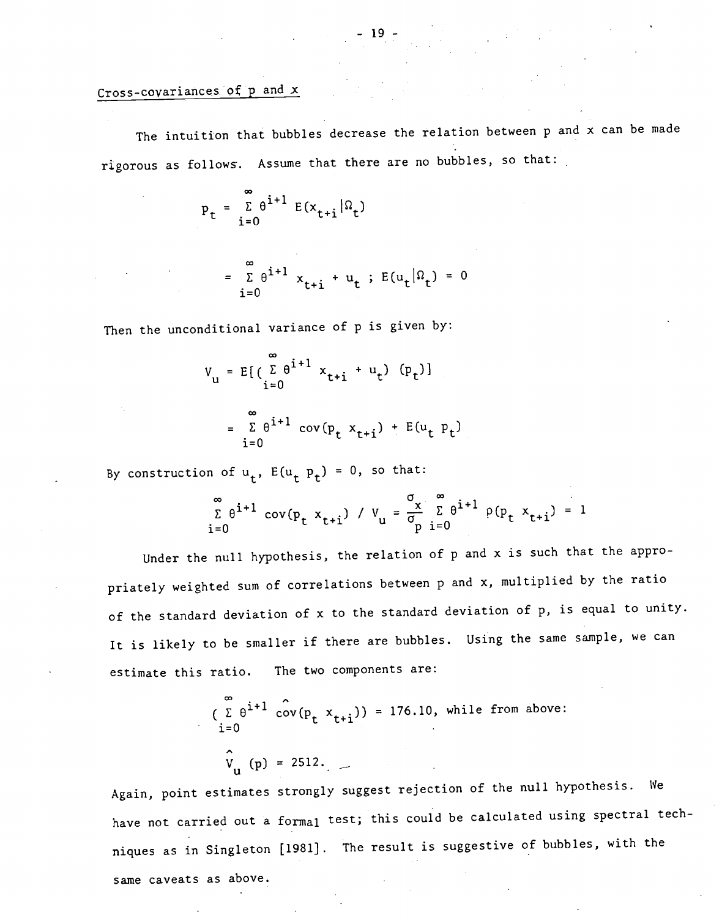## Cross-covariances of p and x

The intuition that bubbles decrease the relation between p and x can be made rigorous as follows. Assume that there are no bubbles, so that:

$$p_t = \sum_{i=0}^{\infty} \theta^{i+1} E(x_{t+i}|\Omega_t)$$

$$= \sum_{i=0}^{\infty} \theta^{i+1} x_{t+i} + u_t \; ; \; E(u_t|\Omega_t) = 0$$

Then the unconditional variance of p is given by:

$$V_u = E[(\sum_{i=0}^{\infty} \theta^{i+1} x_{t+i} + u_t)(p_t)]$$

$$= \sum_{i=0}^{\infty} \theta^{i+1} \text{cov}(p_t\, x_{t+i}) + E(u_t\, p_t)$$

By construction of $u_t$, $E(u_t\, p_t) = 0$, so that:

$$\sum_{i=0}^{\infty} \theta^{i+1} \text{cov}(p_t\, x_{t+i}) \,/\, V_u = \frac{\sigma_x}{\sigma_p} \sum_{i=0}^{\infty} \theta^{i+1} \rho(p_t\, x_{t+i}) = 1$$

Under the null hypothesis, the relation of p and x is such that the appropriately weighted sum of correlations between p and x, multiplied by the ratio of the standard deviation of x to the standard deviation of p, is equal to unity. It is likely to be smaller if there are bubbles. Using the same sample, we can estimate this ratio. The two components are:

$$(\sum_{i=0}^{\infty} \theta^{i+1} \hat{\text{cov}}(p_t\, x_{t+i})) = 176.10, \text{ while from above:}$$

$$\hat{V}_u(p) = 2512.$$

Again, point estimates strongly suggest rejection of the null hypothesis. We have not carried out a formal test; this could be calculated using spectral techniques as in Singleton [1981]. The result is suggestive of bubbles, with the same caveats as above.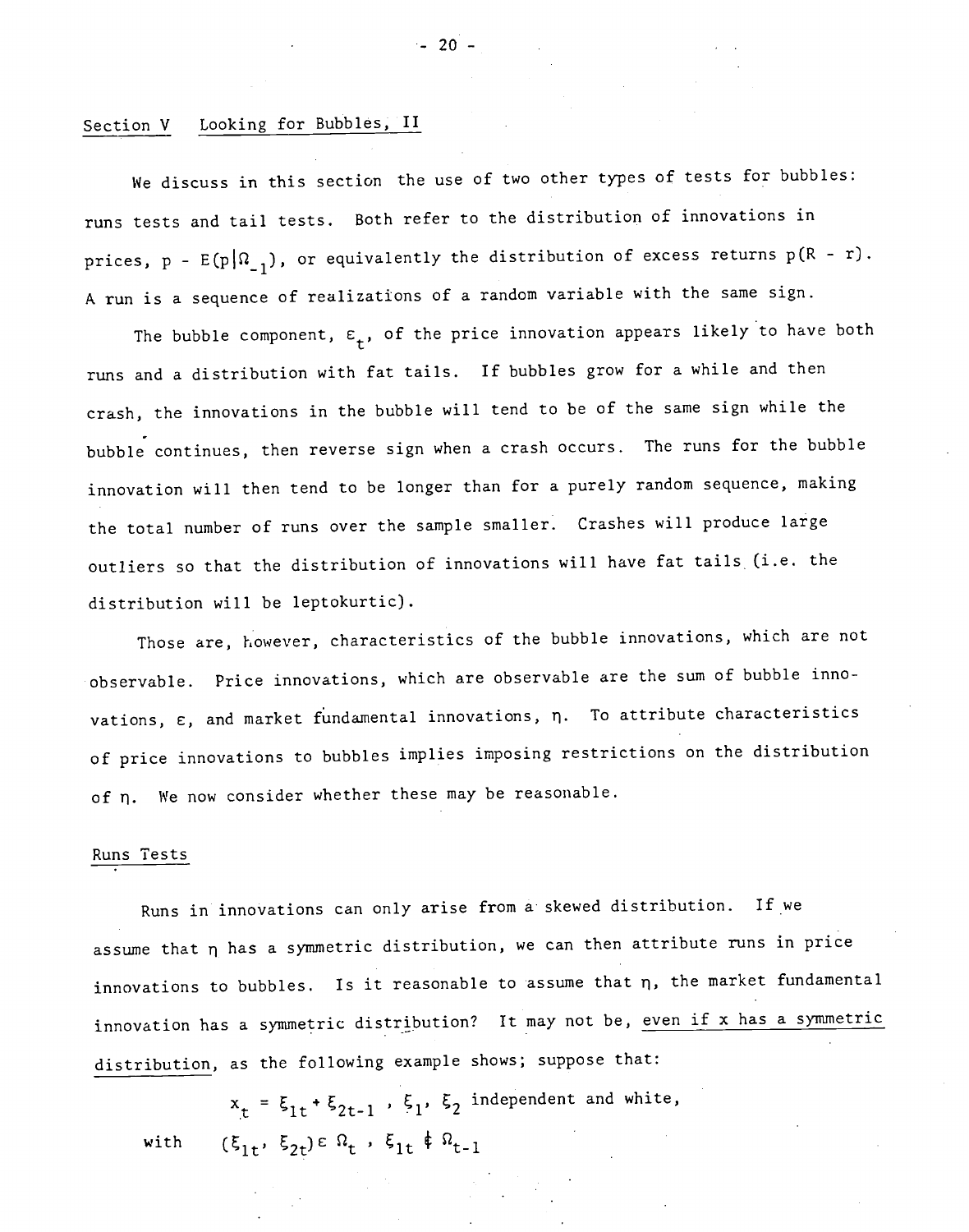## Section V Looking for Bubbles, II

We discuss in this section the use of two other types of tests for bubbles: runs tests and tail tests. Both refer to the distribution of innovations in prices, $p - E(p|\Omega_{-1})$, or equivalently the distribution of excess returns $p(R - r)$. A run is a sequence of realizations of a random variable with the same sign.

The bubble component, $\varepsilon_t$, of the price innovation appears likely to have both runs and a distribution with fat tails. If bubbles grow for a while and then crash, the innovations in the bubble will tend to be of the same sign while the bubble continues, then reverse sign when a crash occurs. The runs for the bubble innovation will then tend to be longer than for a purely random sequence, making the total number of runs over the sample smaller. Crashes will produce large outliers so that the distribution of innovations will have fat tails (i.e. the distribution will be leptokurtic).

Those are, however, characteristics of the bubble innovations, which are not observable. Price innovations, which are observable are the sum of bubble innovations, $\varepsilon$, and market fundamental innovations, $\eta$. To attribute characteristics of price innovations to bubbles implies imposing restrictions on the distribution of $\eta$. We now consider whether these may be reasonable.

### Runs Tests

Runs in innovations can only arise from a skewed distribution. If we assume that $\eta$ has a symmetric distribution, we can then attribute runs in price innovations to bubbles. Is it reasonable to assume that $\eta$, the market fundamental innovation has a symmetric distribution? It may not be, even if x has a symmetric distribution, as the following example shows; suppose that:

$$x_t = \xi_{1t} + \xi_{2t-1} \ , \ \xi_1, \ \xi_2 \text{ independent and white,}$$

$$\text{with} \quad (\xi_{1t}, \ \xi_{2t}) \in \Omega_t \ , \ \xi_{1t} \notin \Omega_{t-1}$$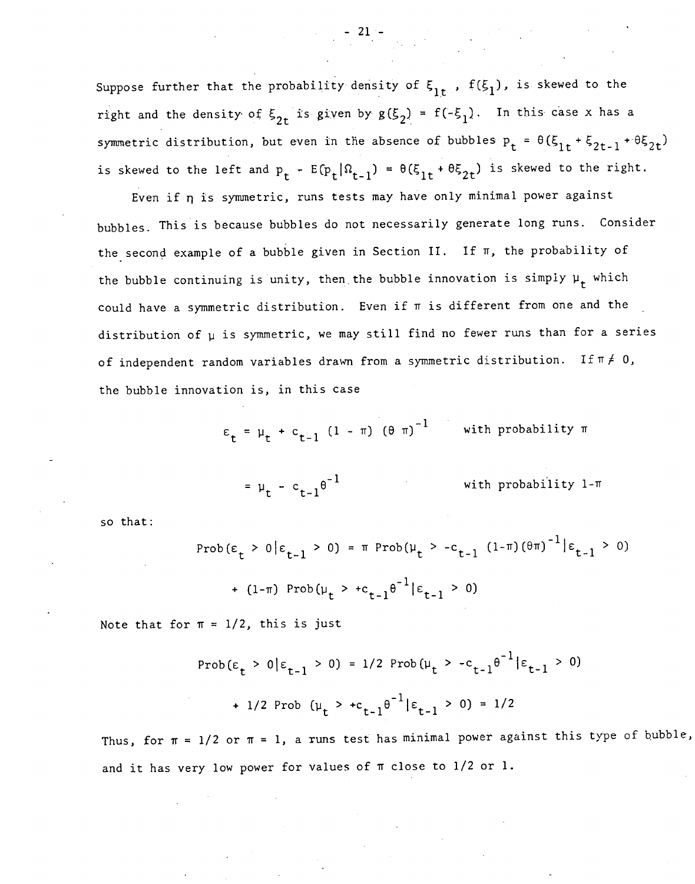Suppose further that the probability density of $\xi_{1t}$, $f(\xi_1)$, is skewed to the right and the density of $\xi_{2t}$ is given by $g(\xi_2) = f(-\xi_1)$. In this case x has a symmetric distribution, but even in the absence of bubbles $p_t = \theta(\xi_{1t} + \xi_{2t-1} + \theta\xi_{2t})$ is skewed to the left and $p_t - E(p_t|\Omega_{t-1}) = \theta(\xi_{1t} + \theta\xi_{2t})$ is skewed to the right.

Even if $\eta$ is symmetric, runs tests may have only minimal power against bubbles. This is because bubbles do not necessarily generate long runs. Consider the second example of a bubble given in Section II. If $\pi$, the probability of the bubble continuing is unity, then the bubble innovation is simply $\mu_t$ which could have a symmetric distribution. Even if $\pi$ is different from one and the distribution of $\mu$ is symmetric, we may still find no fewer runs than for a series of independent random variables drawn from a symmetric distribution. If $\pi \neq 0$, the bubble innovation is, in this case

$$\varepsilon_t = \mu_t + c_{t-1}(1 - \pi)(\theta\pi)^{-1} \qquad \text{with probability } \pi$$

$$= \mu_t - c_{t-1}\theta^{-1} \qquad \text{with probability } 1-\pi$$

so that:

$$\text{Prob}(\varepsilon_t > 0|\varepsilon_{t-1} > 0) = \pi\ \text{Prob}(\mu_t > -c_{t-1}(1-\pi)(\theta\pi)^{-1}|\varepsilon_{t-1} > 0)$$

$$+ (1-\pi)\ \text{Prob}(\mu_t > +c_{t-1}\theta^{-1}|\varepsilon_{t-1} > 0)$$

Note that for $\pi = 1/2$, this is just

$$\text{Prob}(\varepsilon_t > 0|\varepsilon_{t-1} > 0) = 1/2\ \text{Prob}(\mu_t > -c_{t-1}\theta^{-1}|\varepsilon_{t-1} > 0)$$

$$+ 1/2\ \text{Prob}(\mu_t > +c_{t-1}\theta^{-1}|\varepsilon_{t-1} > 0) = 1/2$$

Thus, for $\pi = 1/2$ or $\pi = 1$, a runs test has minimal power against this type of bubble, and it has very low power for values of $\pi$ close to 1/2 or 1.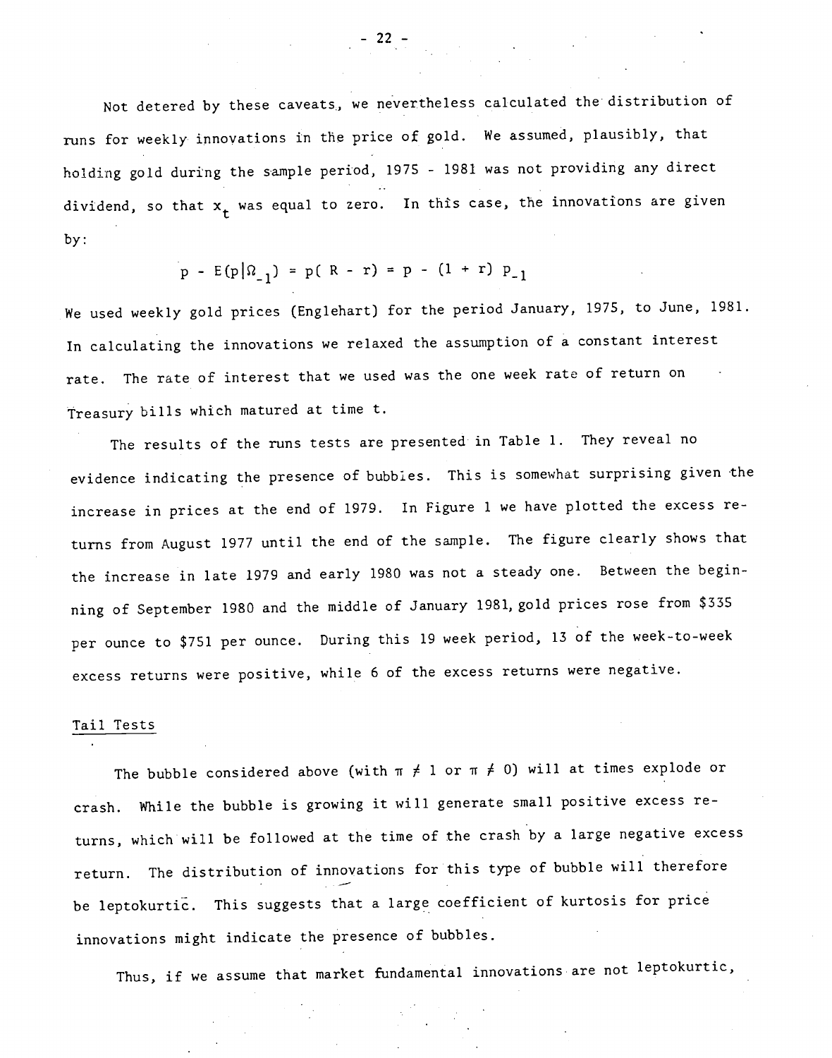Not detered by these caveats, we nevertheless calculated the distribution of runs for weekly innovations in the price of gold. We assumed, plausibly, that holding gold during the sample period, 1975 - 1981 was not providing any direct dividend, so that $x_t$ was equal to zero. In this case, the innovations are given by:

$$p - E(p|\Omega_{-1}) = p(R - r) = p - (1 + r) p_{-1}$$

We used weekly gold prices (Englehart) for the period January, 1975, to June, 1981. In calculating the innovations we relaxed the assumption of a constant interest rate. The rate of interest that we used was the one week rate of return on Treasury bills which matured at time t.

The results of the runs tests are presented in Table 1. They reveal no evidence indicating the presence of bubbles. This is somewhat surprising given the increase in prices at the end of 1979. In Figure 1 we have plotted the excess returns from August 1977 until the end of the sample. The figure clearly shows that the increase in late 1979 and early 1980 was not a steady one. Between the beginning of September 1980 and the middle of January 1981, gold prices rose from $335 per ounce to $751 per ounce. During this 19 week period, 13 of the week-to-week excess returns were positive, while 6 of the excess returns were negative.

## Tail Tests

The bubble considered above (with $\pi \neq 1$ or $\pi \neq 0$) will at times explode or crash. While the bubble is growing it will generate small positive excess returns, which will be followed at the time of the crash by a large negative excess return. The distribution of innovations for this type of bubble will therefore be leptokurtic. This suggests that a large coefficient of kurtosis for price innovations might indicate the presence of bubbles.

Thus, if we assume that market fundamental innovations are not leptokurtic,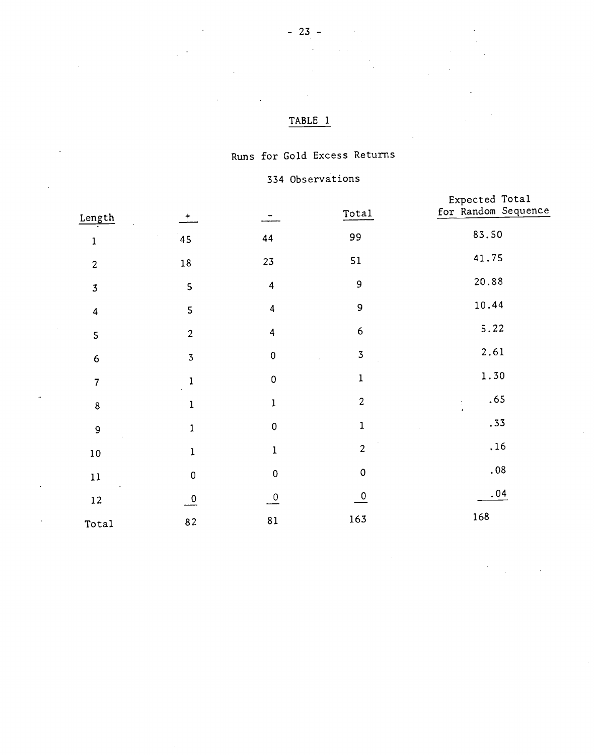# TABLE 1

Runs for Gold Excess Returns

334 Observations

| Length | + | - | Total | Expected Total for Random Sequence |
|---|---|---|---|---|
| 1 | 45 | 44 | 99 | 83.50 |
| 2 | 18 | 23 | 51 | 41.75 |
| 3 | 5 | 4 | 9 | 20.88 |
| 4 | 5 | 4 | 9 | 10.44 |
| 5 | 2 | 4 | 6 | 5.22 |
| 6 | 3 | 0 | 3 | 2.61 |
| 7 | 1 | 0 | 1 | 1.30 |
| 8 | 1 | 1 | 2 | .65 |
| 9 | 1 | 0 | 1 | .33 |
| 10 | 1 | 1 | 2 | .16 |
| 11 | 0 | 0 | 0 | .08 |
| 12 | 0 | 0 | 0 | .04 |
| Total | 82 | 81 | 163 | 168 |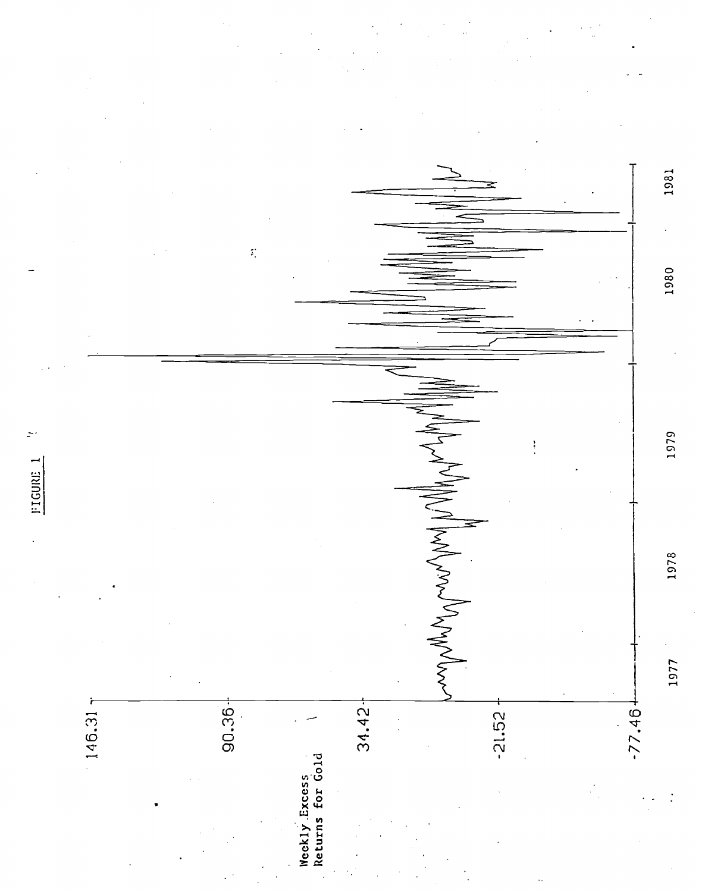FIGURE 1

Weekly Excess Returns for Gold

146.31

90.36

34.42

-21.52

-77.46

1977 1978 1979 1980 1981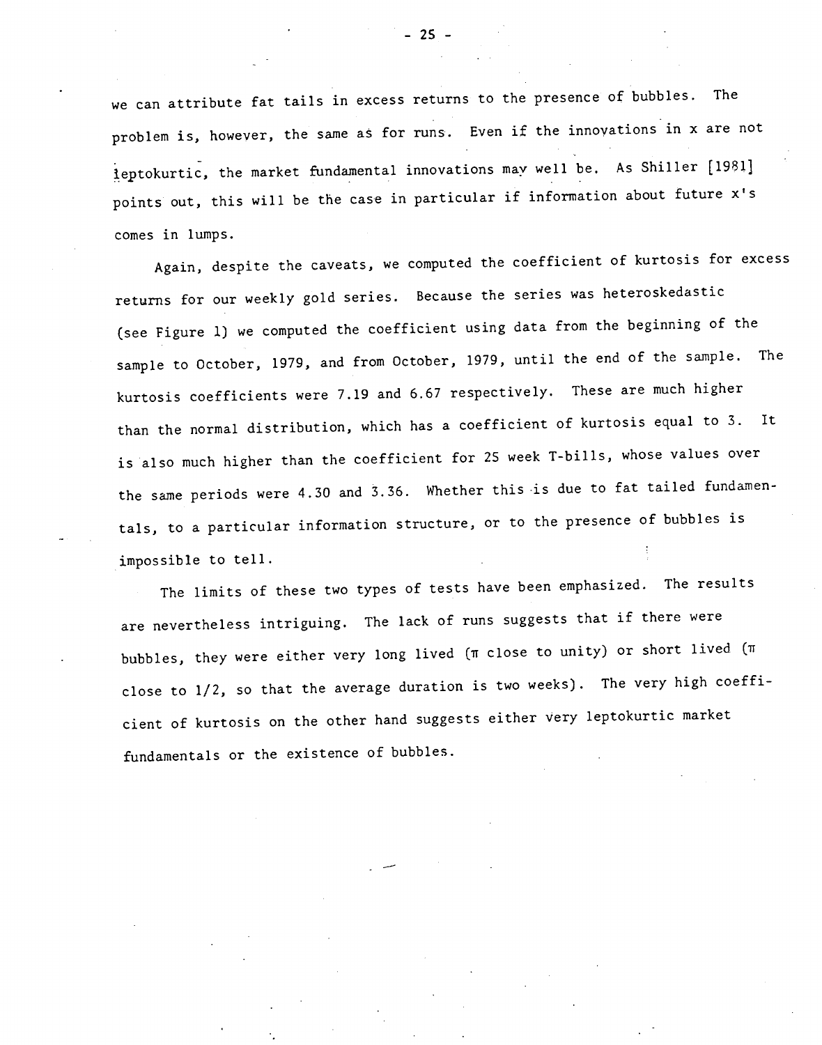we can attribute fat tails in excess returns to the presence of bubbles. The problem is, however, the same as for runs. Even if the innovations in x are not leptokurtic, the market fundamental innovations may well be. As Shiller [1981] points out, this will be the case in particular if information about future x's comes in lumps.

Again, despite the caveats, we computed the coefficient of kurtosis for excess returns for our weekly gold series. Because the series was heteroskedastic (see Figure 1) we computed the coefficient using data from the beginning of the sample to October, 1979, and from October, 1979, until the end of the sample. The kurtosis coefficients were 7.19 and 6.67 respectively. These are much higher than the normal distribution, which has a coefficient of kurtosis equal to 3. It is also much higher than the coefficient for 25 week T-bills, whose values over the same periods were 4.30 and 3.36. Whether this is due to fat tailed fundamentals, to a particular information structure, or to the presence of bubbles is impossible to tell.

The limits of these two types of tests have been emphasized. The results are nevertheless intriguing. The lack of runs suggests that if there were bubbles, they were either very long lived ($\pi$ close to unity) or short lived ($\pi$ close to 1/2, so that the average duration is two weeks). The very high coefficient of kurtosis on the other hand suggests either very leptokurtic market fundamentals or the existence of bubbles.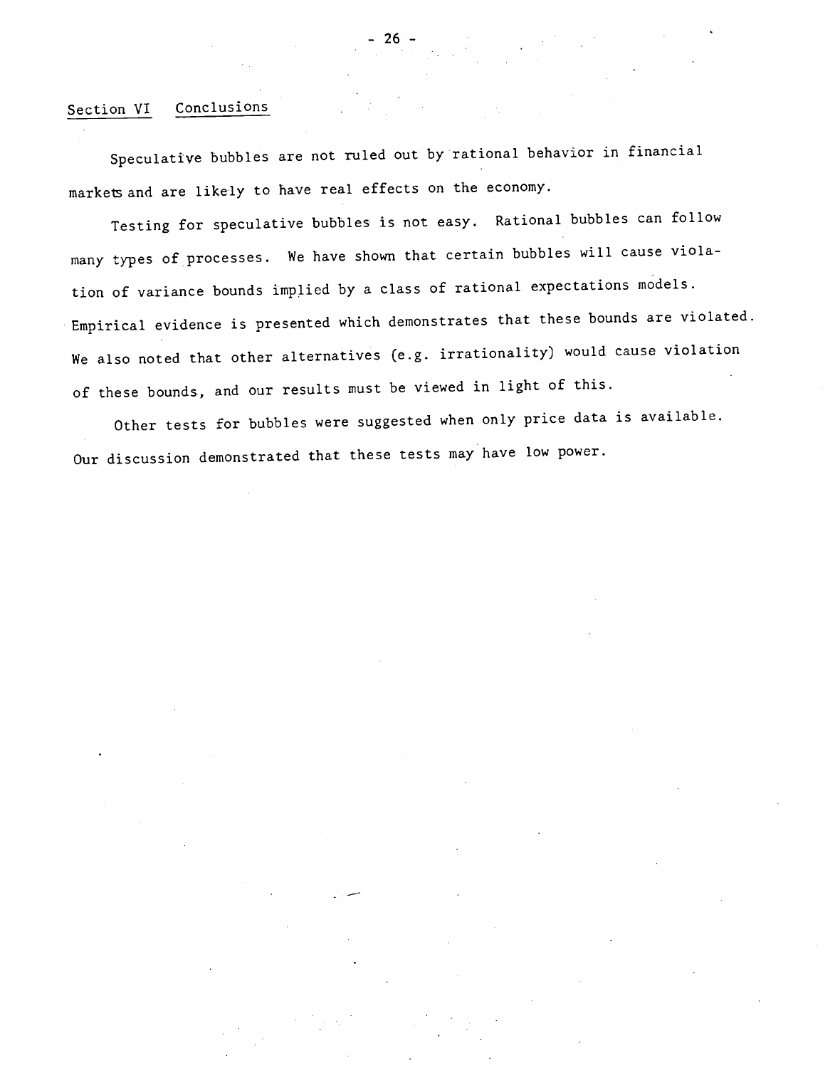## Section VI Conclusions

Speculative bubbles are not ruled out by rational behavior in financial markets and are likely to have real effects on the economy.

Testing for speculative bubbles is not easy. Rational bubbles can follow many types of processes. We have shown that certain bubbles will cause violation of variance bounds implied by a class of rational expectations models. Empirical evidence is presented which demonstrates that these bounds are violated. We also noted that other alternatives (e.g. irrationality) would cause violation of these bounds, and our results must be viewed in light of this.

Other tests for bubbles were suggested when only price data is available. Our discussion demonstrated that these tests may have low power.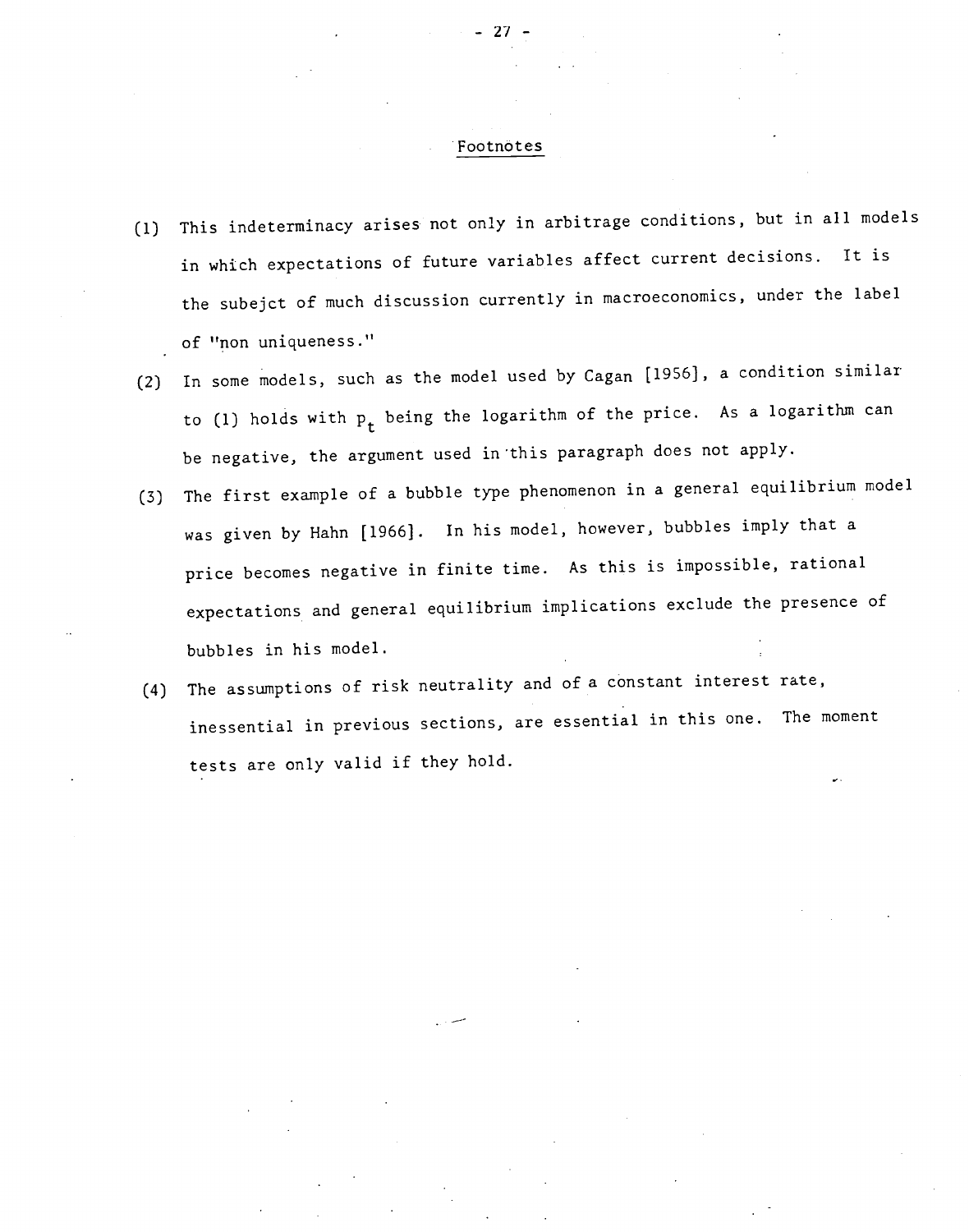## Footnotes

(1) This indeterminacy arises not only in arbitrage conditions, but in all models in which expectations of future variables affect current decisions. It is the subejct of much discussion currently in macroeconomics, under the label of "non uniqueness."

(2) In some models, such as the model used by Cagan [1956], a condition similar to (1) holds with $p_t$ being the logarithm of the price. As a logarithm can be negative, the argument used in this paragraph does not apply.

(3) The first example of a bubble type phenomenon in a general equilibrium model was given by Hahn [1966]. In his model, however, bubbles imply that a price becomes negative in finite time. As this is impossible, rational expectations and general equilibrium implications exclude the presence of bubbles in his model.

(4) The assumptions of risk neutrality and of a constant interest rate, inessential in previous sections, are essential in this one. The moment tests are only valid if they hold.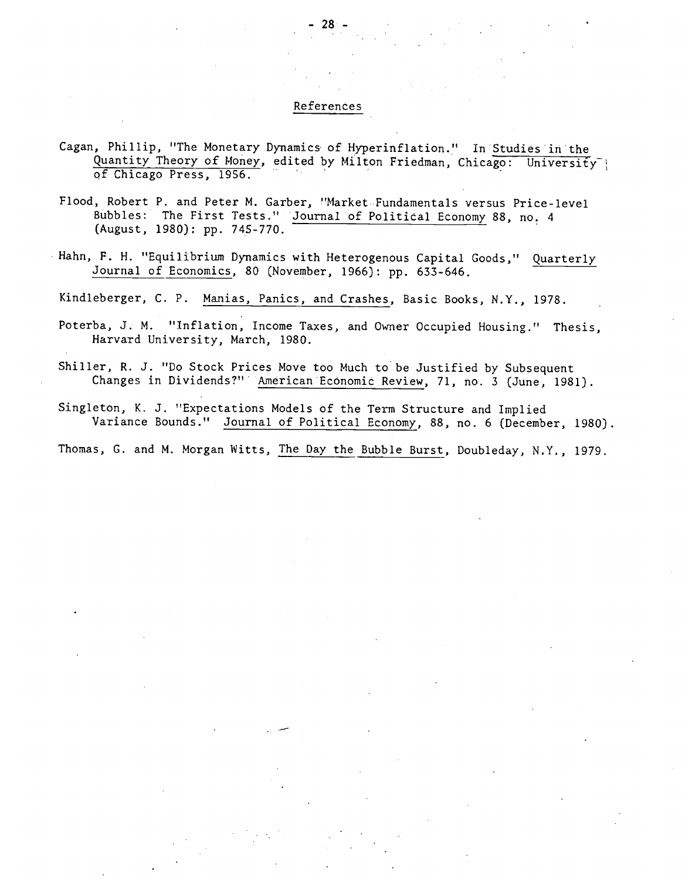## References

Cagan, Phillip, "The Monetary Dynamics of Hyperinflation." In Studies in the Quantity Theory of Money, edited by Milton Friedman, Chicago: University of Chicago Press, 1956.

Flood, Robert P. and Peter M. Garber, "Market Fundamentals versus Price-level Bubbles: The First Tests." Journal of Political Economy 88, no. 4 (August, 1980): pp. 745-770.

Hahn, F. H. "Equilibrium Dynamics with Heterogenous Capital Goods," Quarterly Journal of Economics, 80 (November, 1966): pp. 633-646.

Kindleberger, C. P. Manias, Panics, and Crashes, Basic Books, N.Y., 1978.

Poterba, J. M. "Inflation, Income Taxes, and Owner Occupied Housing." Thesis, Harvard University, March, 1980.

Shiller, R. J. "Do Stock Prices Move too Much to be Justified by Subsequent Changes in Dividends?" American Economic Review, 71, no. 3 (June, 1981).

Singleton, K. J. "Expectations Models of the Term Structure and Implied Variance Bounds." Journal of Political Economy, 88, no. 6 (December, 1980).

Thomas, G. and M. Morgan Witts, The Day the Bubble Burst, Doubleday, N.Y., 1979.